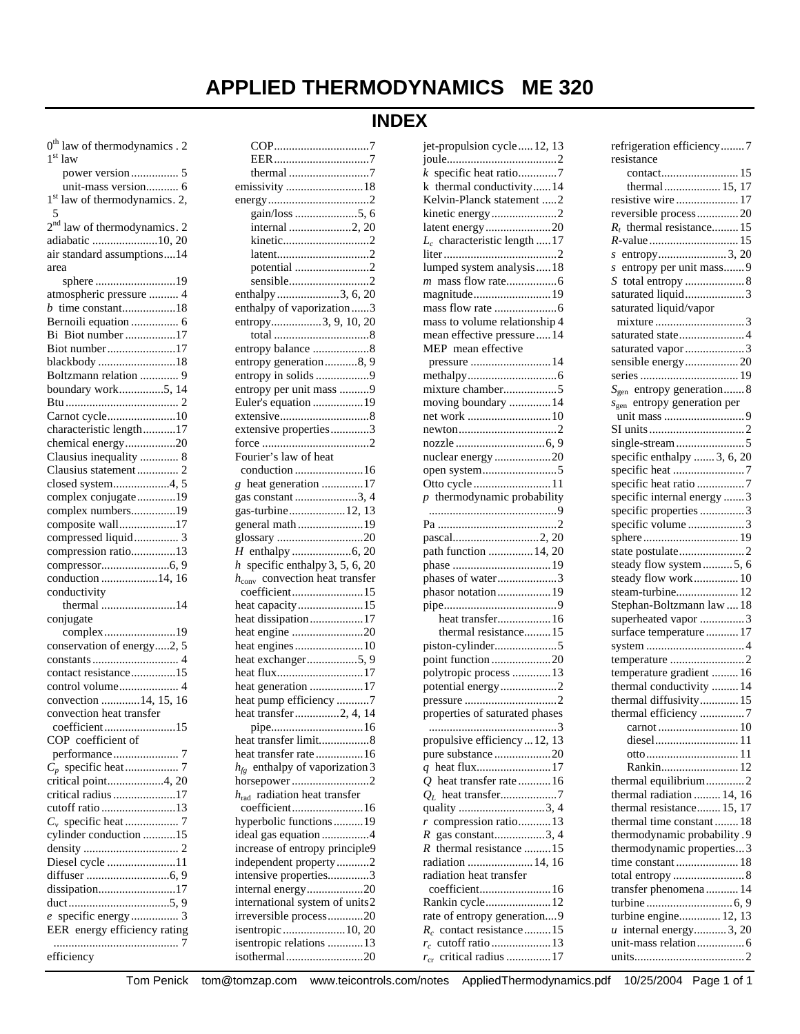# APPLIED THERMODYNAMICS ME 320

## INDEX

0th law of thermodynamics . 2
1st law
  power version ................ 5
  unit-mass version........... 6
1st law of thermodynamics. 2, 5
2nd law of thermodynamics. 2
adiabatic ......................10, 20
air standard assumptions....14
area
  sphere ...........................19
atmospheric pressure .......... 4
$b$ time constant..................18
Bernoili equation ................ 6
Bi Biot number .................17
Biot number.......................17
blackbody ..........................18
Boltzmann relation ............. 9
boundary work...............5, 14
Btu ...................................... 2
Carnot cycle.......................10
characteristic length...........17
chemical energy.................20
Clausius inequality ............. 8
Clausius statement .............. 2
closed system...................4, 5
complex conjugate.............19
complex numbers...............19
composite wall...................17
compressed liquid............... 3
compression ratio..............13
compressor.......................6, 9
conduction ..................14, 16
conductivity
  thermal .........................14
conjugate
  complex........................19
conservation of energy.....2, 5
constants ............................. 4
contact resistance...............15
control volume.................... 4
convection .............14, 15, 16
convection heat transfer coefficient........................15
COP coefficient of performance...................... 7
$C_p$ specific heat.................. 7
critical point...................4, 20
critical radius .....................17
cutoff ratio .........................13
$C_v$ specific heat .................. 7
cylinder conduction ...........15
density ................................ 2
Diesel cycle .......................11
diffuser ............................6, 9
dissipation..........................17
duct..................................5, 9
$e$ specific energy ................ 3
EER energy efficiency rating .......................................... 7
efficiency
  COP................................7
  EER................................7
  thermal ...........................7
emissivity ..........................18
energy..................................2
  gain/loss .....................5, 6
  internal .....................2, 20
  kinetic............................2
  latent..............................2
  potential .........................2
  sensible...........................2
enthalpy .....................3, 6, 20
enthalpy of vaporization ......3
entropy.................3, 9, 10, 20
  total ................................8
entropy balance ...................8
entropy generation...........8, 9
entropy in solids ..................9
entropy per unit mass ..........9
Euler's equation .................19
extensive.............................8
extensive properties.............3
force ...................................2
Fourier's law of heat conduction .......................16
$g$ heat generation ..............17
gas constant .....................3, 4
gas-turbine...................12, 13
general math ......................19
glossary .............................20
$H$ enthalpy ....................6, 20
$h$ specific enthalpy 3, 5, 6, 20
$h_{conv}$ convection heat transfer coefficient........................15
heat capacity......................15
heat dissipation..................17
heat engine ........................20
heat engines.......................10
heat exchanger.................5, 9
heat flux.............................17
heat generation ..................17
heat pump efficiency ...........7
heat transfer...............2, 4, 14
  pipe...............................16
heat transfer limit.................8
heat transfer rate ................16
$h_{fg}$ enthalpy of vaporization 3
horsepower ..........................2
$h_{rad}$ radiation heat transfer coefficient........................16
hyperbolic functions..........19
ideal gas equation ................4
increase of entropy principle 9
independent property ...........2
intensive properties.............3
internal energy...................20
international system of units 2
irreversible process............20
isentropic.....................10, 20
isentropic relations ............13
isothermal..........................20
jet-propulsion cycle.....12, 13
joule.....................................2
$k$ specific heat ratio.............7
k thermal conductivity......14
Kelvin-Planck statement .....2
kinetic energy......................2
latent energy......................20
$L_c$ characteristic length .....17
liter ......................................2
lumped system analysis.....18
$m$ mass flow rate.................6
magnitude..........................19
mass flow rate .....................6
mass to volume relationship 4
mean effective pressure .....14
MEP mean effective pressure ...........................14
methalpy..............................6
mixture chamber..................5
moving boundary ..............14
net work ............................10
newton.................................2
nozzle ..............................6, 9
nuclear energy ...................20
open system.........................5
Otto cycle ..........................11
$p$ thermodynamic probability ...........................................9
Pa ........................................2
pascal.............................2, 20
path function ..............14, 20
phase .................................19
phases of water....................3
phasor notation ..................19
pipe......................................9
  heat transfer.................16
  thermal resistance.........15
piston-cylinder.....................5
point function ....................20
polytropic process .............13
potential energy...................2
pressure ...............................2
properties of saturated phases ...........................................3
propulsive efficiency ...12, 13
pure substance ...................20
$q$ heat flux.........................17
$Q$ heat transfer rate ...........16
$Q_L$ heat transfer...................7
quality .............................3, 4
$r$ compression ratio...........13
$R$ gas constant.................3, 4
$R$ thermal resistance .........15
radiation ......................14, 16
radiation heat transfer coefficient........................16
Rankin cycle......................12
rate of entropy generation....9
$R_c$ contact resistance.........15
$r_c$ cutoff ratio ....................13
$r_{cr}$ critical radius ..............17
refrigeration efficiency........7
resistance
  contact..........................15
  thermal...................15, 17
resistive wire .....................17
reversible process..............20
$R_t$ thermal resistance.........15
$R$-value ..............................15
$s$ entropy.......................3, 20
$s$ entropy per unit mass.......9
$S$ total entropy ....................8
saturated liquid....................3
saturated liquid/vapor mixture ..............................3
saturated state......................4
saturated vapor ....................3
sensible energy..................20
series .................................19
$S_{gen}$ entropy generation.......8
$s_{gen}$ entropy generation per unit mass ...........................9
SI units ................................2
single-stream .......................5
specific enthalpy .......3, 6, 20
specific heat ........................7
specific heat ratio ................7
specific internal energy .......3
specific properties ...............3
specific volume ...................3
sphere ................................19
state postulate......................2
steady flow system ..........5, 6
steady flow work...............10
steam-turbine.....................12
Stephan-Boltzmann law ....18
superheated vapor ...............3
surface temperature ...........17
system .................................4
temperature .........................2
temperature gradient .........16
thermal conductivity .........14
thermal diffusivity.............15
thermal efficiency ...............7
  carnot ...........................10
  diesel............................11
  otto...............................11
  Rankin..........................12
thermal equilibrium.............2
thermal radiation .........14, 16
thermal resistance........15, 17
thermal time constant........18
thermodynamic probability .9
thermodynamic properties...3
time constant .....................18
total entropy ........................8
transfer phenomena ...........14
turbine .............................6, 9
turbine engine.............12, 13
$u$ internal energy...........3, 20
unit-mass relation................6
units.....................................2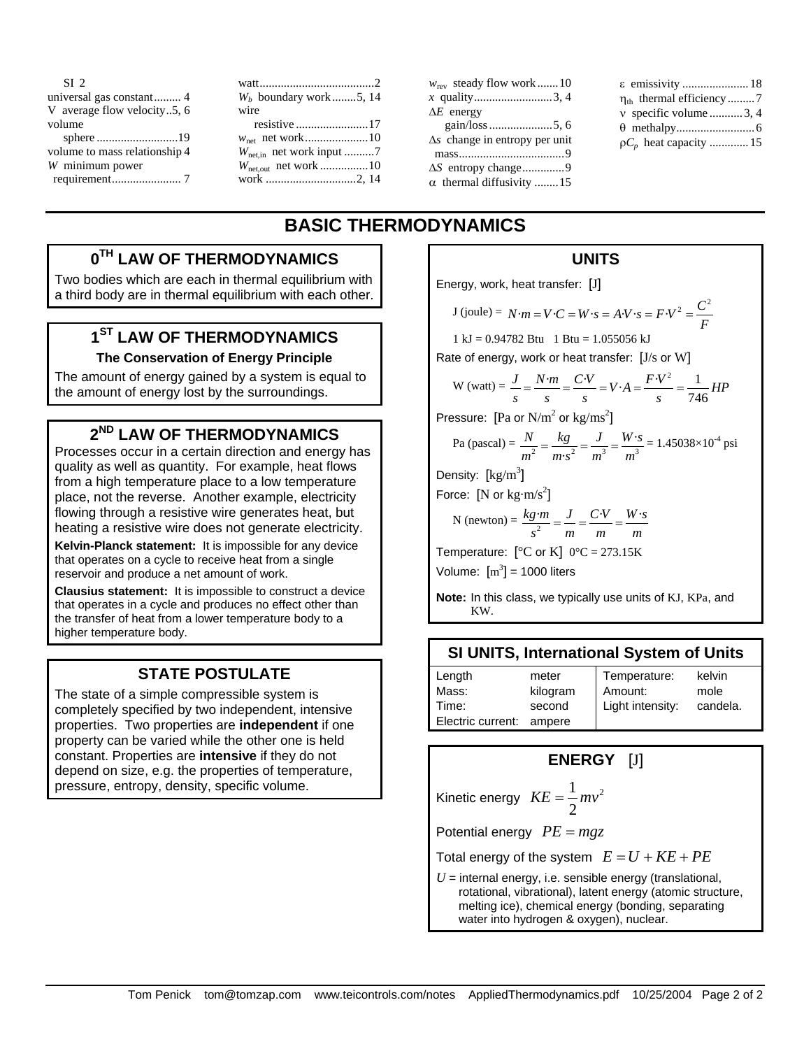SI 2
universal gas constant......... 4
V average flow velocity..5, 6
volume
 sphere ...........................19
volume to mass relationship 4
$W$ minimum power requirement....................... 7

watt......................................2
$W_b$ boundary work........5, 14
wire
 resistive ........................17
$w_{net}$ net work.....................10
$W_{net,in}$ net work input ..........7
$W_{net,out}$ net work ................10
work ..............................2, 14

$w_{rev}$ steady flow work .......10
$x$ quality..........................3, 4
$\Delta E$ energy gain/loss.....................5, 6
$\Delta s$ change in entropy per unit mass...................................9
$\Delta S$ entropy change.............9
$\alpha$ thermal diffusivity ........15

$\varepsilon$ emissivity ...................... 18
$\eta_{th}$ thermal efficiency.........7
$\nu$ specific volume ...........3, 4
$\theta$ methalpy.......................... 6
$\rho C_p$ heat capacity ............. 15

# BASIC THERMODYNAMICS

## 0TH LAW OF THERMODYNAMICS

Two bodies which are each in thermal equilibrium with a third body are in thermal equilibrium with each other.

## 1ST LAW OF THERMODYNAMICS

**The Conservation of Energy Principle**

The amount of energy gained by a system is equal to the amount of energy lost by the surroundings.

## 2ND LAW OF THERMODYNAMICS

Processes occur in a certain direction and energy has quality as well as quantity. For example, heat flows from a high temperature place to a low temperature place, not the reverse. Another example, electricity flowing through a resistive wire generates heat, but heating a resistive wire does not generate electricity.

**Kelvin-Planck statement:** It is impossible for any device that operates on a cycle to receive heat from a single reservoir and produce a net amount of work.

**Clausius statement:** It is impossible to construct a device that operates in a cycle and produces no effect other than the transfer of heat from a lower temperature body to a higher temperature body.

## STATE POSTULATE

The state of a simple compressible system is completely specified by two independent, intensive properties. Two properties are **independent** if one property can be varied while the other one is held constant. Properties are **intensive** if they do not depend on size, e.g. the properties of temperature, pressure, entropy, density, specific volume.

## UNITS

Energy, work, heat transfer: [J]

$$\text{J (joule)} = N{\cdot}m = V{\cdot}C = W{\cdot}s = A{\cdot}V{\cdot}s = F{\cdot}V^2 = \frac{C^2}{F}$$

1 kJ = 0.94782 Btu   1 Btu = 1.055056 kJ

Rate of energy, work or heat transfer: [J/s or W]

$$\text{W (watt)} = \frac{J}{s} = \frac{N{\cdot}m}{s} = \frac{C{\cdot}V}{s} = V{\cdot}A = \frac{F{\cdot}V^2}{s} = \frac{1}{746}HP$$

Pressure: [Pa or N/m$^2$ or kg/ms$^2$]

$$\text{Pa (pascal)} = \frac{N}{m^2} = \frac{kg}{m{\cdot}s^2} = \frac{J}{m^3} = \frac{W{\cdot}s}{m^3} = 1.45038\times10^{-4}\text{ psi}$$

Density: [kg/m$^3$]

Force: [N or kg·m/s$^2$]

$$\text{N (newton)} = \frac{kg{\cdot}m}{s^2} = \frac{J}{m} = \frac{C{\cdot}V}{m} = \frac{W{\cdot}s}{m}$$

Temperature: [°C or K] 0°C = 273.15K

Volume: [m$^3$] = 1000 liters

**Note:** In this class, we typically use units of KJ, KPa, and KW.

## SI UNITS, International System of Units

| | | | |
|---|---|---|---|
| Length | meter | Temperature: | kelvin |
| Mass: | kilogram | Amount: | mole |
| Time: | second | Light intensity: | candela. |
| Electric current: | ampere | | |

## ENERGY [J]

Kinetic energy $KE = \frac{1}{2}mv^2$

Potential energy $PE = mgz$

Total energy of the system $E = U + KE + PE$

$U$ = internal energy, i.e. sensible energy (translational, rotational, vibrational), latent energy (atomic structure, melting ice), chemical energy (bonding, separating water into hydrogen & oxygen), nuclear.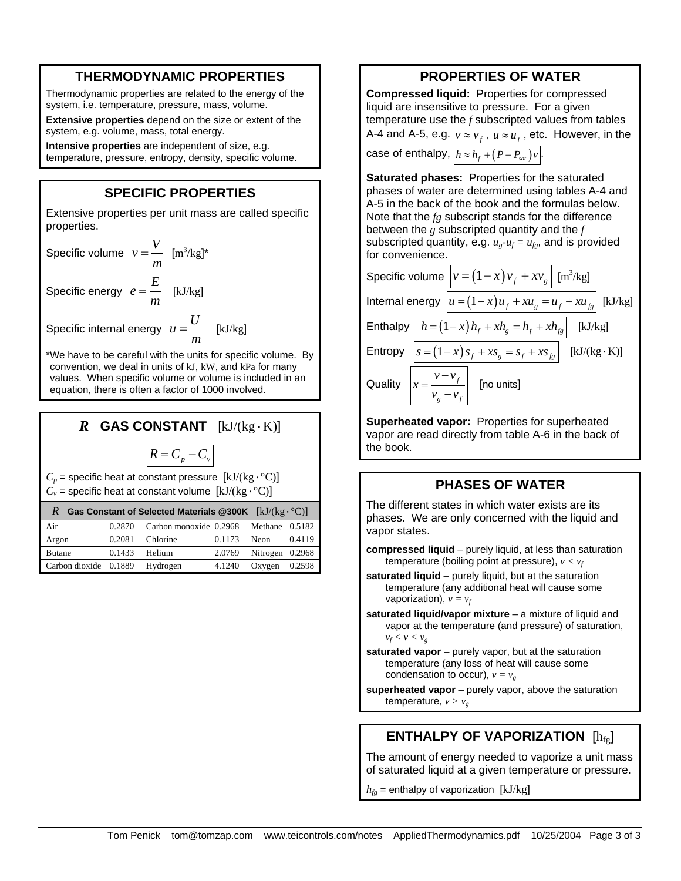## THERMODYNAMIC PROPERTIES

Thermodynamic properties are related to the energy of the system, i.e. temperature, pressure, mass, volume.

**Extensive properties** depend on the size or extent of the system, e.g. volume, mass, total energy.

**Intensive properties** are independent of size, e.g. temperature, pressure, entropy, density, specific volume.

## SPECIFIC PROPERTIES

Extensive properties per unit mass are called specific properties.

Specific volume $v = \dfrac{V}{m}$ [m³/kg]*

Specific energy $e = \dfrac{E}{m}$ [kJ/kg]

Specific internal energy $u = \dfrac{U}{m}$ [kJ/kg]

*We have to be careful with the units for specific volume. By convention, we deal in units of kJ, kW, and kPa for many values. When specific volume or volume is included in an equation, there is often a factor of 1000 involved.

## *R* GAS CONSTANT [kJ/(kg·K)]

$$R = C_p - C_v$$

$C_p$ = specific heat at constant pressure [kJ/(kg·°C)]
$C_v$ = specific heat at constant volume [kJ/(kg·°C)]

| *R* Gas Constant of Selected Materials @300K [kJ/(kg·°C)] | | | | | |
|---|---|---|---|---|---|
| Air | 0.2870 | Carbon monoxide | 0.2968 | Methane | 0.5182 |
| Argon | 0.2081 | Chlorine | 0.1173 | Neon | 0.4119 |
| Butane | 0.1433 | Helium | 2.0769 | Nitrogen | 0.2968 |
| Carbon dioxide | 0.1889 | Hydrogen | 4.1240 | Oxygen | 0.2598 |

## PROPERTIES OF WATER

**Compressed liquid:** Properties for compressed liquid are insensitive to pressure. For a given temperature use the *f* subscripted values from tables A-4 and A-5, e.g. $v \approx v_f$, $u \approx u_f$, etc. However, in the case of enthalpy, $h \approx h_f + (P - P_{sat})v$.

**Saturated phases:** Properties for the saturated phases of water are determined using tables A-4 and A-5 in the back of the book and the formulas below. Note that the *fg* subscript stands for the difference between the *g* subscripted quantity and the *f* subscripted quantity, e.g. $u_g - u_f = u_{fg}$, and is provided for convenience.

Specific volume $v = (1-x)v_f + xv_g$ [m³/kg]

Internal energy $u = (1-x)u_f + xu_g = u_f + xu_{fg}$ [kJ/kg]

Enthalpy $h = (1-x)h_f + xh_g = h_f + xh_{fg}$ [kJ/kg]

Entropy $s = (1-x)s_f + xs_g = s_f + xs_{fg}$ [kJ/(kg·K)]

Quality $x = \dfrac{v - v_f}{v_g - v_f}$ [no units]

**Superheated vapor:** Properties for superheated vapor are read directly from table A-6 in the back of the book.

## PHASES OF WATER

The different states in which water exists are its phases. We are only concerned with the liquid and vapor states.

**compressed liquid** – purely liquid, at less than saturation temperature (boiling point at pressure), $v < v_f$

**saturated liquid** – purely liquid, but at the saturation temperature (any additional heat will cause some vaporization), $v = v_f$

**saturated liquid/vapor mixture** – a mixture of liquid and vapor at the temperature (and pressure) of saturation, $v_f < v < v_g$

**saturated vapor** – purely vapor, but at the saturation temperature (any loss of heat will cause some condensation to occur), $v = v_g$

**superheated vapor** – purely vapor, above the saturation temperature, $v > v_g$

## ENTHALPY OF VAPORIZATION [$h_{fg}$]

The amount of energy needed to vaporize a unit mass of saturated liquid at a given temperature or pressure.

$h_{fg}$ = enthalpy of vaporization [kJ/kg]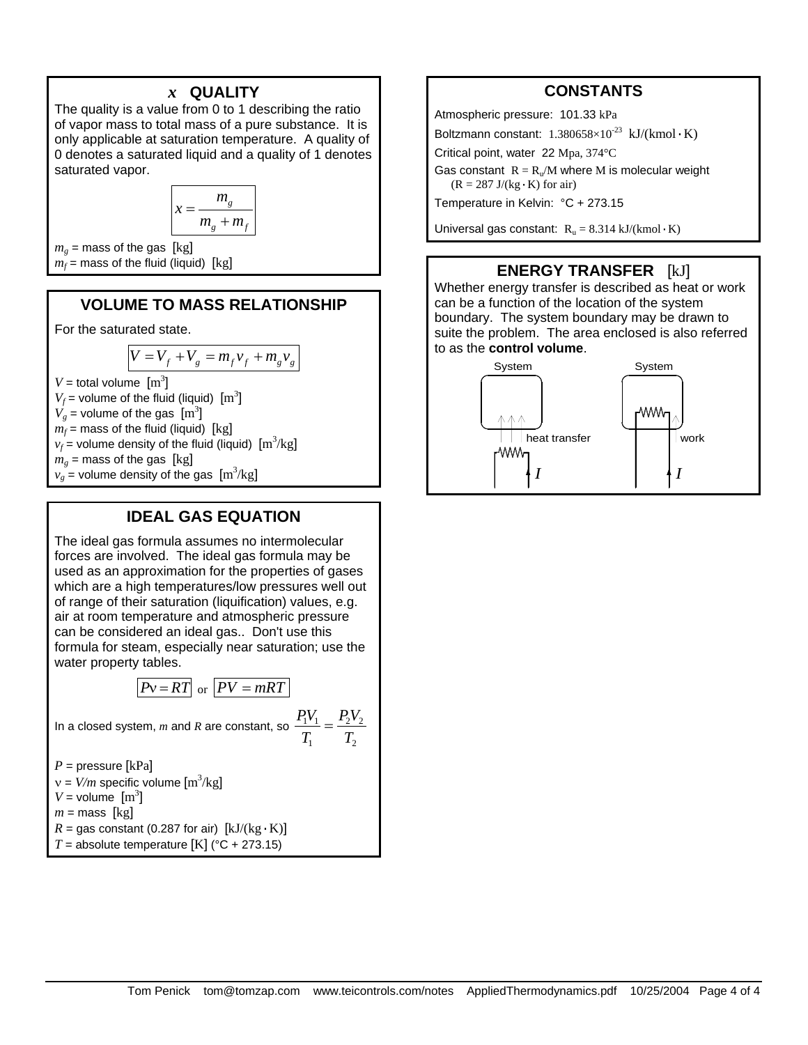## $x$ QUALITY

The quality is a value from 0 to 1 describing the ratio of vapor mass to total mass of a pure substance. It is only applicable at saturation temperature. A quality of 0 denotes a saturated liquid and a quality of 1 denotes saturated vapor.

$$x = \frac{m_g}{m_g + m_f}$$

$m_g$ = mass of the gas [kg]
$m_f$ = mass of the fluid (liquid) [kg]

## VOLUME TO MASS RELATIONSHIP

For the saturated state.

$$V = V_f + V_g = m_f v_f + m_g v_g$$

$V$ = total volume [$m^3$]
$V_f$ = volume of the fluid (liquid) [$m^3$]
$V_g$ = volume of the gas [$m^3$]
$m_f$ = mass of the fluid (liquid) [kg]
$v_f$ = volume density of the fluid (liquid) [$m^3$/kg]
$m_g$ = mass of the gas [kg]
$v_g$ = volume density of the gas [$m^3$/kg]

## IDEAL GAS EQUATION

The ideal gas formula assumes no intermolecular forces are involved. The ideal gas formula may be used as an approximation for the properties of gases which are a high temperatures/low pressures well out of range of their saturation (liquification) values, e.g. air at room temperature and atmospheric pressure can be considered an ideal gas.. Don't use this formula for steam, especially near saturation; use the water property tables.

$$P\text{v} = RT \quad \text{or} \quad PV = mRT$$

In a closed system, $m$ and $R$ are constant, so $\frac{P_1 V_1}{T_1} = \frac{P_2 V_2}{T_2}$

$P$ = pressure [kPa]
$\text{v} = V/m$ specific volume [$m^3$/kg]
$V$ = volume [$m^3$]
$m$ = mass [kg]
$R$ = gas constant (0.287 for air) [kJ/(kg·K)]
$T$ = absolute temperature [K] (°C + 273.15)

## CONSTANTS

Atmospheric pressure: 101.33 kPa

Boltzmann constant: $1.380658 \times 10^{-23}$ kJ/(kmol·K)

Critical point, water 22 Mpa, 374°C

Gas constant $R = R_u/M$ where M is molecular weight
($R = 287$ J/(kg·K) for air)

Temperature in Kelvin: °C + 273.15

Universal gas constant: $R_u = 8.314$ kJ/(kmol·K)

## ENERGY TRANSFER [kJ]

Whether energy transfer is described as heat or work can be a function of the location of the system boundary. The system boundary may be drawn to suite the problem. The area enclosed is also referred to as the **control volume**.

System — heat transfer — $I$

System — work — $I$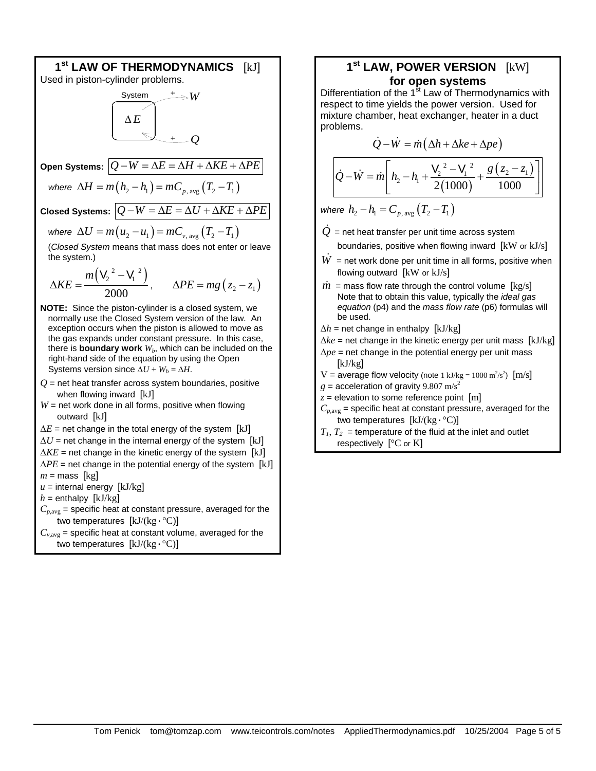## 1st LAW OF THERMODYNAMICS [kJ]

Used in piston-cylinder problems.

System $\Delta E$, $+W$, $+Q$

**Open Systems:** $Q - W = \Delta E = \Delta H + \Delta KE + \Delta PE$

*where* $\Delta H = m(h_2 - h_1) = mC_{p,\text{avg}}(T_2 - T_1)$

**Closed Systems:** $Q - W = \Delta E = \Delta U + \Delta KE + \Delta PE$

*where* $\Delta U = m(u_2 - u_1) = mC_{v,\text{avg}}(T_2 - T_1)$

(*Closed System* means that mass does not enter or leave the system.)

$$\Delta KE = \frac{m\left(V_2^{\,2} - V_1^{\,2}\right)}{2000}, \qquad \Delta PE = mg(z_2 - z_1)$$

**NOTE:** Since the piston-cylinder is a closed system, we normally use the Closed System version of the law. An exception occurs when the piston is allowed to move as the gas expands under constant pressure. In this case, there is **boundary work** $W_b$, which can be included on the right-hand side of the equation by using the Open Systems version since $\Delta U + W_b = \Delta H$.

$Q$ = net heat transfer across system boundaries, positive when flowing inward [kJ]

$W$ = net work done in all forms, positive when flowing outward [kJ]

$\Delta E$ = net change in the total energy of the system [kJ]

$\Delta U$ = net change in the internal energy of the system [kJ]

$\Delta KE$ = net change in the kinetic energy of the system [kJ]

$\Delta PE$ = net change in the potential energy of the system [kJ]

$m$ = mass [kg]

$u$ = internal energy [kJ/kg]

$h$ = enthalpy [kJ/kg]

$C_{p,\text{avg}}$ = specific heat at constant pressure, averaged for the two temperatures [kJ/(kg·°C)]

$C_{v,\text{avg}}$ = specific heat at constant volume, averaged for the two temperatures [kJ/(kg·°C)]

## 1st LAW, POWER VERSION [kW] for open systems

Differentiation of the 1st Law of Thermodynamics with respect to time yields the power version. Used for mixture chamber, heat exchanger, heater in a duct problems.

$$\dot{Q} - \dot{W} = \dot{m}\left(\Delta h + \Delta ke + \Delta pe\right)$$

$$\dot{Q} - \dot{W} = \dot{m}\left[h_2 - h_1 + \frac{V_2^{\,2} - V_1^{\,2}}{2(1000)} + \frac{g(z_2 - z_1)}{1000}\right]$$

*where* $h_2 - h_1 = C_{p,\text{avg}}(T_2 - T_1)$

$\dot{Q}$ = net heat transfer per unit time across system boundaries, positive when flowing inward [kW or kJ/s]

$\dot{W}$ = net work done per unit time in all forms, positive when flowing outward [kW or kJ/s]

$\dot{m}$ = mass flow rate through the control volume [kg/s] Note that to obtain this value, typically the *ideal gas equation* (p4) and the *mass flow rate* (p6) formulas will be used.

$\Delta h$ = net change in enthalpy [kJ/kg]

$\Delta ke$ = net change in the kinetic energy per unit mass [kJ/kg]

$\Delta pe$ = net change in the potential energy per unit mass [kJ/kg]

$V$ = average flow velocity (note 1 kJ/kg = 1000 m²/s²) [m/s]

$g$ = acceleration of gravity 9.807 m/s²

$z$ = elevation to some reference point [m]

$C_{p,\text{avg}}$ = specific heat at constant pressure, averaged for the two temperatures [kJ/(kg·°C)]

$T_1$, $T_2$ = temperature of the fluid at the inlet and outlet respectively [°C or K]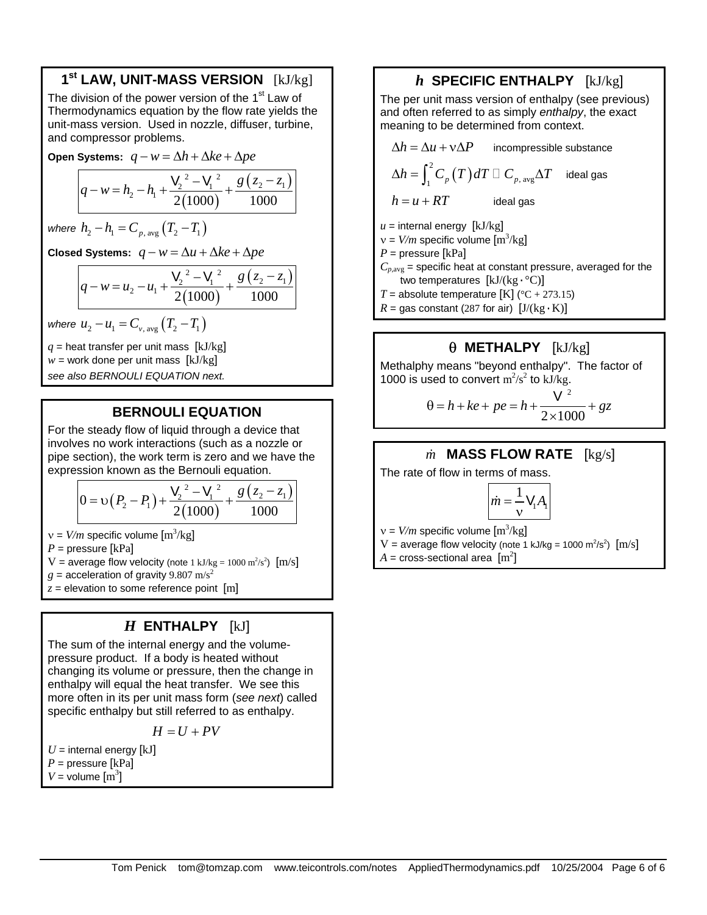## 1st LAW, UNIT-MASS VERSION [kJ/kg]

The division of the power version of the 1st Law of Thermodynamics equation by the flow rate yields the unit-mass version. Used in nozzle, diffuser, turbine, and compressor problems.

**Open Systems:** $q - w = \Delta h + \Delta ke + \Delta pe$

$$q - w = h_2 - h_1 + \frac{V_2^{\,2} - V_1^{\,2}}{2(1000)} + \frac{g(z_2 - z_1)}{1000}$$

*where* $h_2 - h_1 = C_{p,\,\text{avg}}(T_2 - T_1)$

**Closed Systems:** $q - w = \Delta u + \Delta ke + \Delta pe$

$$q - w = u_2 - u_1 + \frac{V_2^{\,2} - V_1^{\,2}}{2(1000)} + \frac{g(z_2 - z_1)}{1000}$$

*where* $u_2 - u_1 = C_{v,\,\text{avg}}(T_2 - T_1)$

$q$ = heat transfer per unit mass [kJ/kg]
$w$ = work done per unit mass [kJ/kg]
*see also BERNOULI EQUATION next.*

## BERNOULI EQUATION

For the steady flow of liquid through a device that involves no work interactions (such as a nozzle or pipe section), the work term is zero and we have the expression known as the Bernouli equation.

$$0 = \upsilon(P_2 - P_1) + \frac{V_2^{\,2} - V_1^{\,2}}{2(1000)} + \frac{g(z_2 - z_1)}{1000}$$

$\nu = V/m$ specific volume [m³/kg]
$P$ = pressure [kPa]
V = average flow velocity (note 1 kJ/kg = 1000 m²/s²) [m/s]
$g$ = acceleration of gravity 9.807 m/s²
$z$ = elevation to some reference point [m]

## *H* ENTHALPY [kJ]

The sum of the internal energy and the volume-pressure product. If a body is heated without changing its volume or pressure, then the change in enthalpy will equal the heat transfer. We see this more often in its per unit mass form (*see next*) called specific enthalpy but still referred to as enthalpy.

$$H = U + PV$$

$U$ = internal energy [kJ]
$P$ = pressure [kPa]
$V$ = volume [m³]

## *h* SPECIFIC ENTHALPY [kJ/kg]

The per unit mass version of enthalpy (see previous) and often referred to as simply *enthalpy*, the exact meaning to be determined from context.

$\Delta h = \Delta u + \nu \Delta P$ incompressible substance

$\Delta h = \int_1^2 C_p(T)\,dT \cong C_{p,\,\text{avg}} \Delta T$ ideal gas

$h = u + RT$ ideal gas

$u$ = internal energy [kJ/kg]
$\nu = V/m$ specific volume [m³/kg]
$P$ = pressure [kPa]
$C_{p,\text{avg}}$ = specific heat at constant pressure, averaged for the two temperatures [kJ/(kg·°C)]
$T$ = absolute temperature [K] (°C + 273.15)
$R$ = gas constant (287 for air) [J/(kg·K)]

## θ METHALPY [kJ/kg]

Methalphy means "beyond enthalpy". The factor of 1000 is used to convert m²/s² to kJ/kg.

$$\theta = h + ke + pe = h + \frac{V^2}{2 \times 1000} + gz$$

## $\dot{m}$ MASS FLOW RATE [kg/s]

The rate of flow in terms of mass.

$$\dot{m} = \frac{1}{\nu} V_1 A_1$$

$\nu = V/m$ specific volume [m³/kg]
V = average flow velocity (note 1 kJ/kg = 1000 m²/s²) [m/s]
$A$ = cross-sectional area [m²]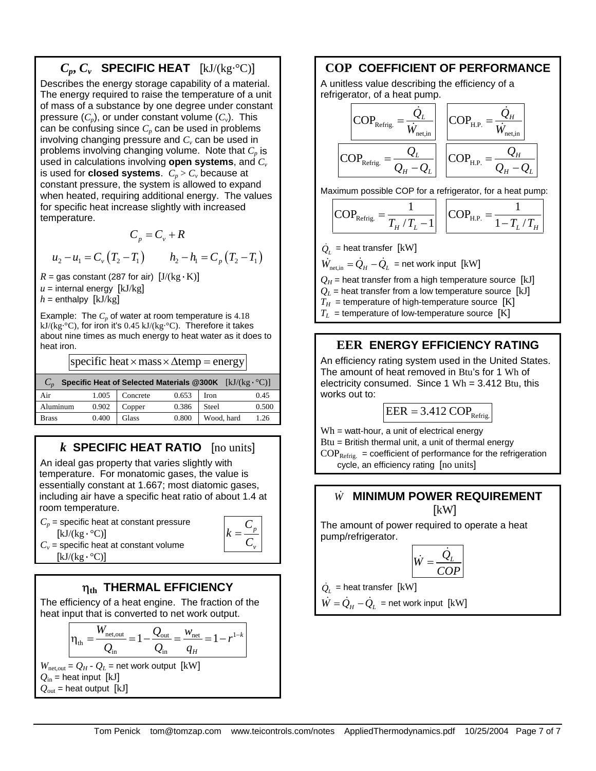## $C_p$, $C_v$ SPECIFIC HEAT [kJ/(kg·°C)]

Describes the energy storage capability of a material. The energy required to raise the temperature of a unit of mass of a substance by one degree under constant pressure ($C_p$), or under constant volume ($C_v$). This can be confusing since $C_p$ can be used in problems involving changing pressure and $C_v$ can be used in problems involving changing volume. Note that $C_p$ is used in calculations involving **open systems**, and $C_v$ is used for **closed systems**. $C_p > C_v$ because at constant pressure, the system is allowed to expand when heated, requiring additional energy. The values for specific heat increase slightly with increased temperature.

$$C_p = C_v + R$$

$$u_2 - u_1 = C_v\left(T_2 - T_1\right) \qquad h_2 - h_1 = C_p\left(T_2 - T_1\right)$$

$R$ = gas constant (287 for air) [J/(kg·K)]
$u$ = internal energy [kJ/kg]
$h$ = enthalpy [kJ/kg]

Example: The $C_p$ of water at room temperature is 4.18 kJ/(kg·°C), for iron it's 0.45 kJ/(kg·°C). Therefore it takes about nine times as much energy to heat water as it does to heat iron.

$$\text{specific heat} \times \text{mass} \times \Delta\text{temp} = \text{energy}$$

| $C_p$ Specific Heat of Selected Materials @300K [kJ/(kg·°C)] | | | | | |
|---|---|---|---|---|---|
| Air | 1.005 | Concrete | 0.653 | Iron | 0.45 |
| Aluminum | 0.902 | Copper | 0.386 | Steel | 0.500 |
| Brass | 0.400 | Glass | 0.800 | Wood, hard | 1.26 |

## $k$ SPECIFIC HEAT RATIO [no units]

An ideal gas property that varies slightly with temperature. For monatomic gases, the value is essentially constant at 1.667; most diatomic gases, including air have a specific heat ratio of about 1.4 at room temperature.

$$k = \frac{C_p}{C_v}$$

$C_p$ = specific heat at constant pressure [kJ/(kg·°C)]
$C_v$ = specific heat at constant volume [kJ/(kg·°C)]

## $\eta_{th}$ THERMAL EFFICIENCY

The efficiency of a heat engine. The fraction of the heat input that is converted to net work output.

$$\eta_{\text{th}} = \frac{W_{\text{net,out}}}{Q_{\text{in}}} = 1 - \frac{Q_{\text{out}}}{Q_{\text{in}}} = \frac{w_{\text{net}}}{q_H} = 1 - r^{1-k}$$

$W_{\text{net,out}} = Q_H - Q_L$ = net work output [kW]
$Q_{\text{in}}$ = heat input [kJ]
$Q_{\text{out}}$ = heat output [kJ]

## COP COEFFICIENT OF PERFORMANCE

A unitless value describing the efficiency of a refrigerator, of a heat pump.

$$\text{COP}_{\text{Refrig.}} = \frac{\dot{Q}_L}{\dot{W}_{\text{net,in}}} \qquad \text{COP}_{\text{H.P.}} = \frac{\dot{Q}_H}{\dot{W}_{\text{net,in}}}$$

$$\text{COP}_{\text{Refrig.}} = \frac{Q_L}{Q_H - Q_L} \qquad \text{COP}_{\text{H.P.}} = \frac{Q_H}{Q_H - Q_L}$$

Maximum possible COP for a refrigerator, for a heat pump:

$$\text{COP}_{\text{Refrig.}} = \frac{1}{T_H / T_L - 1} \qquad \text{COP}_{\text{H.P.}} = \frac{1}{1 - T_L / T_H}$$

$\dot{Q}_L$ = heat transfer [kW]
$\dot{W}_{\text{net,in}} = \dot{Q}_H - \dot{Q}_L$ = net work input [kW]
$Q_H$ = heat transfer from a high temperature source [kJ]
$Q_L$ = heat transfer from a low temperature source [kJ]
$T_H$ = temperature of high-temperature source [K]
$T_L$ = temperature of low-temperature source [K]

## EER ENERGY EFFICIENCY RATING

An efficiency rating system used in the United States. The amount of heat removed in Btu's for 1 Wh of electricity consumed. Since 1 Wh = 3.412 Btu, this works out to:

$$\text{EER} = 3.412\ \text{COP}_{\text{Refrig.}}$$

Wh = watt-hour, a unit of electrical energy
Btu = British thermal unit, a unit of thermal energy
$\text{COP}_{\text{Refrig.}}$ = coefficient of performance for the refrigeration cycle, an efficiency rating [no units]

## $\dot{W}$ MINIMUM POWER REQUIREMENT [kW]

The amount of power required to operate a heat pump/refrigerator.

$$\dot{W} = \frac{\dot{Q}_L}{COP}$$

$\dot{Q}_L$ = heat transfer [kW]
$\dot{W} = \dot{Q}_H - \dot{Q}_L$ = net work input [kW]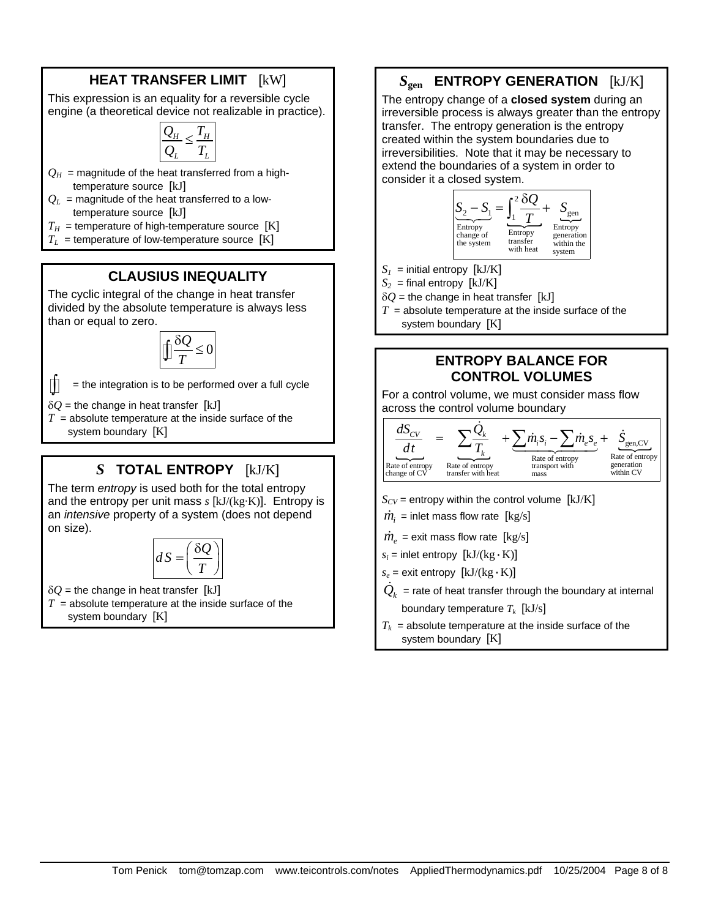## HEAT TRANSFER LIMIT [kW]

This expression is an equality for a reversible cycle engine (a theoretical device not realizable in practice).

$$\frac{Q_H}{Q_L} \le \frac{T_H}{T_L}$$

$Q_H$ = magnitude of the heat transferred from a high-temperature source [kJ]

$Q_L$ = magnitude of the heat transferred to a low-temperature source [kJ]

$T_H$ = temperature of high-temperature source [K]

$T_L$ = temperature of low-temperature source [K]

## CLAUSIUS INEQUALITY

The cyclic integral of the change in heat transfer divided by the absolute temperature is always less than or equal to zero.

$$\oint \frac{\delta Q}{T} \le 0$$

$\oint$ = the integration is to be performed over a full cycle

$\delta Q$ = the change in heat transfer [kJ]

$T$ = absolute temperature at the inside surface of the system boundary [K]

## $S$ TOTAL ENTROPY [kJ/K]

The term *entropy* is used both for the total entropy and the entropy per unit mass $s$ [kJ/(kg·K)]. Entropy is an *intensive* property of a system (does not depend on size).

$$dS = \left(\frac{\delta Q}{T}\right)$$

$\delta Q$ = the change in heat transfer [kJ]

$T$ = absolute temperature at the inside surface of the system boundary [K]

## $S_{gen}$ ENTROPY GENERATION [kJ/K]

The entropy change of a **closed system** during an irreversible process is always greater than the entropy transfer. The entropy generation is the entropy created within the system boundaries due to irreversibilities. Note that it may be necessary to extend the boundaries of a system in order to consider it a closed system.

$$\underbrace{S_2 - S_1}_{\substack{\text{Entropy}\\\text{change of}\\\text{the system}}} = \underbrace{\int_1^2 \frac{\delta Q}{T}}_{\substack{\text{Entropy}\\\text{transfer}\\\text{with heat}}} + \underbrace{S_{\text{gen}}}_{\substack{\text{Entropy}\\\text{generation}\\\text{within the}\\\text{system}}}$$

$S_1$ = initial entropy [kJ/K]

$S_2$ = final entropy [kJ/K]

$\delta Q$ = the change in heat transfer [kJ]

$T$ = absolute temperature at the inside surface of the system boundary [K]

## ENTROPY BALANCE FOR CONTROL VOLUMES

For a control volume, we must consider mass flow across the control volume boundary

$$\underbrace{\frac{dS_{CV}}{dt}}_{\substack{\text{Rate of entropy}\\\text{change of CV}}} = \underbrace{\sum \frac{\dot{Q}_k}{T_k}}_{\substack{\text{Rate of entropy}\\\text{transfer with heat}}} + \underbrace{\sum \dot{m}_i s_i - \sum \dot{m}_e s_e}_{\substack{\text{Rate of entropy}\\\text{transport with}\\\text{mass}}} + \underbrace{\dot{S}_{\text{gen,CV}}}_{\substack{\text{Rate of entropy}\\\text{generation}\\\text{within CV}}}$$

$S_{CV}$ = entropy within the control volume [kJ/K]

$\dot{m}_i$ = inlet mass flow rate [kg/s]

$\dot{m}_e$ = exit mass flow rate [kg/s]

$s_i$ = inlet entropy [kJ/(kg·K)]

$s_e$ = exit entropy [kJ/(kg·K)]

$\dot{Q}_k$ = rate of heat transfer through the boundary at internal boundary temperature $T_k$ [kJ/s]

$T_k$ = absolute temperature at the inside surface of the system boundary [K]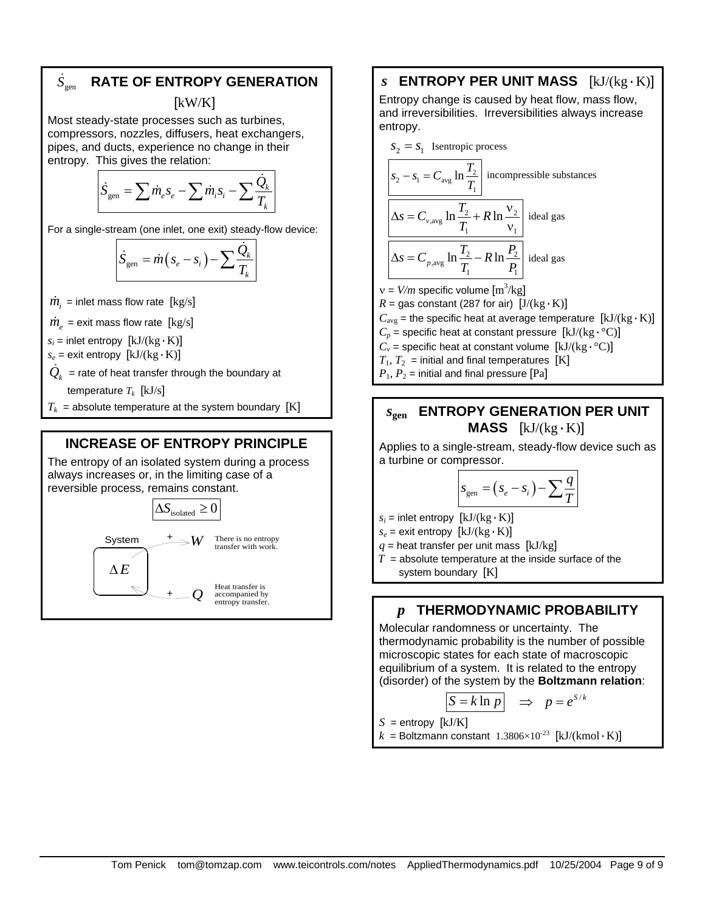## $\dot{S}_{\text{gen}}$ RATE OF ENTROPY GENERATION [kW/K]

Most steady-state processes such as turbines, compressors, nozzles, diffusers, heat exchangers, pipes, and ducts, experience no change in their entropy. This gives the relation:

$$\dot{S}_{\text{gen}} = \sum \dot{m}_e s_e - \sum \dot{m}_i s_i - \sum \frac{\dot{Q}_k}{T_k}$$

For a single-stream (one inlet, one exit) steady-flow device:

$$\dot{S}_{\text{gen}} = \dot{m}\left(s_e - s_i\right) - \sum \frac{\dot{Q}_k}{T_k}$$

$\dot{m}_i$ = inlet mass flow rate [kg/s]

$\dot{m}_e$ = exit mass flow rate [kg/s]

$s_i$ = inlet entropy [kJ/(kg·K)]

$s_e$ = exit entropy [kJ/(kg·K)]

$\dot{Q}_k$ = rate of heat transfer through the boundary at temperature $T_k$ [kJ/s]

$T_k$ = absolute temperature at the system boundary [K]

## INCREASE OF ENTROPY PRINCIPLE

The entropy of an isolated system during a process always increases or, in the limiting case of a reversible process, remains constant.

$$\Delta S_{\text{isolated}} \geq 0$$

System, $\Delta E$; $+W$: There is no entropy transfer with work. $+Q$: Heat transfer is accompanied by entropy transfer.

## $s$ ENTROPY PER UNIT MASS [kJ/(kg·K)]

Entropy change is caused by heat flow, mass flow, and irreversibilities. Irreversibilities always increase entropy.

$s_2 = s_1$ Isentropic process

$$s_2 - s_1 = C_{\text{avg}} \ln \frac{T_2}{T_1} \quad \text{incompressible substances}$$

$$\Delta s = C_{v,\text{avg}} \ln \frac{T_2}{T_1} + R \ln \frac{\nu_2}{\nu_1} \quad \text{ideal gas}$$

$$\Delta s = C_{p,\text{avg}} \ln \frac{T_2}{T_1} - R \ln \frac{P_2}{P_1} \quad \text{ideal gas}$$

$\nu = V/m$ specific volume [m³/kg]

$R$ = gas constant (287 for air) [J/(kg·K)]

$C_{\text{avg}}$ = the specific heat at average temperature [kJ/(kg·K)]

$C_p$ = specific heat at constant pressure [kJ/(kg·°C)]

$C_v$ = specific heat at constant volume [kJ/(kg·°C)]

$T_1$, $T_2$ = initial and final temperatures [K]

$P_1$, $P_2$ = initial and final pressure [Pa]

## $s_{\text{gen}}$ ENTROPY GENERATION PER UNIT MASS [kJ/(kg·K)]

Applies to a single-stream, steady-flow device such as a turbine or compressor.

$$s_{\text{gen}} = \left(s_e - s_i\right) - \sum \frac{q}{T}$$

$s_i$ = inlet entropy [kJ/(kg·K)]

$s_e$ = exit entropy [kJ/(kg·K)]

$q$ = heat transfer per unit mass [kJ/kg]

$T$ = absolute temperature at the inside surface of the system boundary [K]

## $p$ THERMODYNAMIC PROBABILITY

Molecular randomness or uncertainty. The thermodynamic probability is the number of possible microscopic states for each state of macroscopic equilibrium of a system. It is related to the entropy (disorder) of the system by the **Boltzmann relation**:

$$S = k \ln p \quad \Rightarrow \quad p = e^{S/k}$$

$S$ = entropy [kJ/K]

$k$ = Boltzmann constant $1.3806 \times 10^{-23}$ [kJ/(kmol·K)]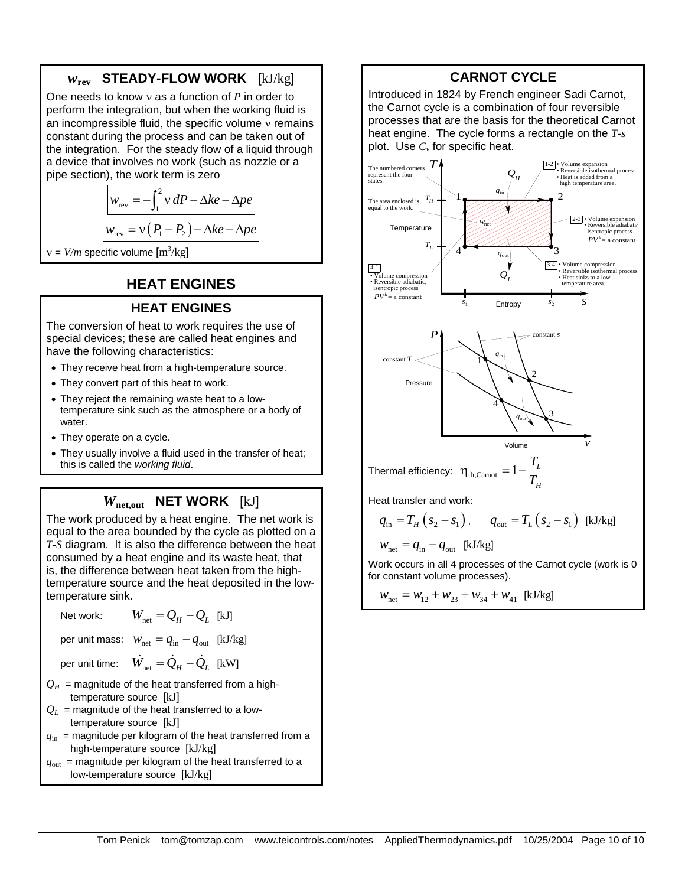## $w_{rev}$ STEADY-FLOW WORK [kJ/kg]

One needs to know v as a function of $P$ in order to perform the integration, but when the working fluid is an incompressible fluid, the specific volume v remains constant during the process and can be taken out of the integration. For the steady flow of a liquid through a device that involves no work (such as nozzle or a pipe section), the work term is zero

$$w_{rev} = -\int_1^2 v\, dP - \Delta ke - \Delta pe$$

$$w_{rev} = v\left(P_1 - P_2\right) - \Delta ke - \Delta pe$$

$v = V/m$ specific volume [m³/kg]

# HEAT ENGINES

## HEAT ENGINES

The conversion of heat to work requires the use of special devices; these are called heat engines and have the following characteristics:

- They receive heat from a high-temperature source.
- They convert part of this heat to work.
- They reject the remaining waste heat to a low-temperature sink such as the atmosphere or a body of water.
- They operate on a cycle.
- They usually involve a fluid used in the transfer of heat; this is called the *working fluid*.

## $W_{net,out}$ NET WORK [kJ]

The work produced by a heat engine. The net work is equal to the area bounded by the cycle as plotted on a $T$-$S$ diagram. It is also the difference between the heat consumed by a heat engine and its waste heat, that is, the difference between heat taken from the high-temperature source and the heat deposited in the low-temperature sink.

Net work: $W_{net} = Q_H - Q_L$ [kJ]

per unit mass: $w_{net} = q_{in} - q_{out}$ [kJ/kg]

per unit time: $\dot{W}_{net} = \dot{Q}_H - \dot{Q}_L$ [kW]

$Q_H$ = magnitude of the heat transferred from a high-temperature source [kJ]

$Q_L$ = magnitude of the heat transferred to a low-temperature source [kJ]

$q_{in}$ = magnitude per kilogram of the heat transferred from a high-temperature source [kJ/kg]

$q_{out}$ = magnitude per kilogram of the heat transferred to a low-temperature source [kJ/kg]

## CARNOT CYCLE

Introduced in 1824 by French engineer Sadi Carnot, the Carnot cycle is a combination of four reversible processes that are the basis for the theoretical Carnot heat engine. The cycle forms a rectangle on the $T$-$s$ plot. Use $C_v$ for specific heat.

The numbered corners represent the four states.

The area enclosed is equal to the work.

1-2 • Volume expansion • Reversible isothermal process • Heat is added from a high temperature area.

2-3 • Volume expansion • Reversible adiabatic isentropic process $PV^k$ = a constant

3-4 • Volume compression • Reversible isothermal process • Heat sinks to a low temperature area.

4-1 • Volume compression • Reversible adiabatic, isentropic process $PV^k$ = a constant

Thermal efficiency: $\eta_{th,Carnot} = 1 - \dfrac{T_L}{T_H}$

Heat transfer and work:

$$q_{in} = T_H\left(s_2 - s_1\right), \qquad q_{out} = T_L\left(s_2 - s_1\right) \text{ [kJ/kg]}$$

$$w_{net} = q_{in} - q_{out} \text{ [kJ/kg]}$$

Work occurs in all 4 processes of the Carnot cycle (work is 0 for constant volume processes).

$$w_{net} = w_{12} + w_{23} + w_{34} + w_{41} \text{ [kJ/kg]}$$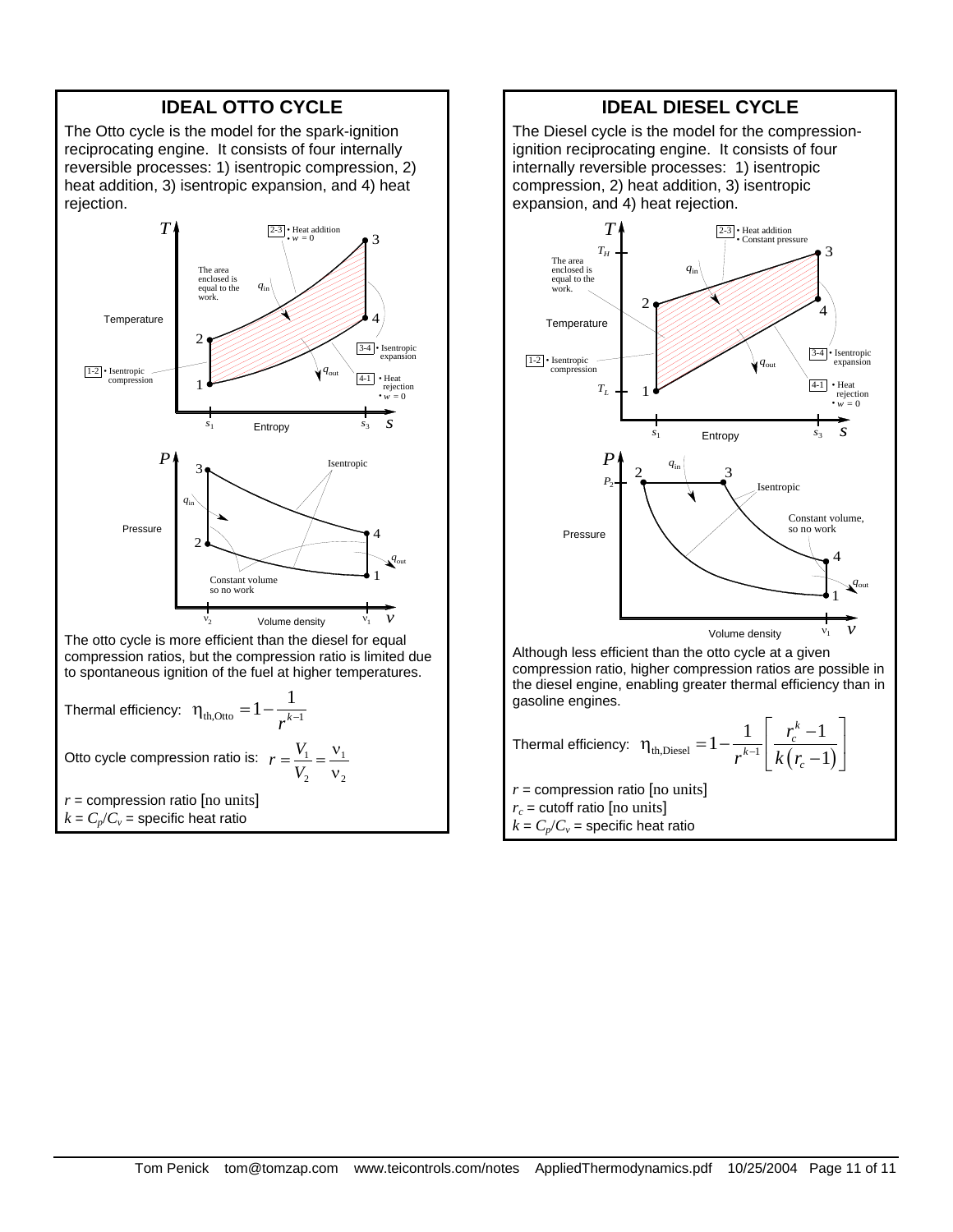## IDEAL OTTO CYCLE

The Otto cycle is the model for the spark-ignition reciprocating engine. It consists of four internally reversible processes: 1) isentropic compression, 2) heat addition, 3) isentropic expansion, and 4) heat rejection.

The otto cycle is more efficient than the diesel for equal compression ratios, but the compression ratio is limited due to spontaneous ignition of the fuel at higher temperatures.

Thermal efficiency: $\eta_{\text{th,Otto}} = 1 - \dfrac{1}{r^{k-1}}$

Otto cycle compression ratio is: $r = \dfrac{V_1}{V_2} = \dfrac{\nu_1}{\nu_2}$

$r$ = compression ratio [no units]
$k = C_p/C_v$ = specific heat ratio

## IDEAL DIESEL CYCLE

The Diesel cycle is the model for the compression-ignition reciprocating engine. It consists of four internally reversible processes: 1) isentropic compression, 2) heat addition, 3) isentropic expansion, and 4) heat rejection.

Although less efficient than the otto cycle at a given compression ratio, higher compression ratios are possible in the diesel engine, enabling greater thermal efficiency than in gasoline engines.

Thermal efficiency: $\eta_{\text{th,Diesel}} = 1 - \dfrac{1}{r^{k-1}}\left[\dfrac{r_c^k - 1}{k\left(r_c - 1\right)}\right]$

$r$ = compression ratio [no units]
$r_c$ = cutoff ratio [no units]
$k = C_p/C_v$ = specific heat ratio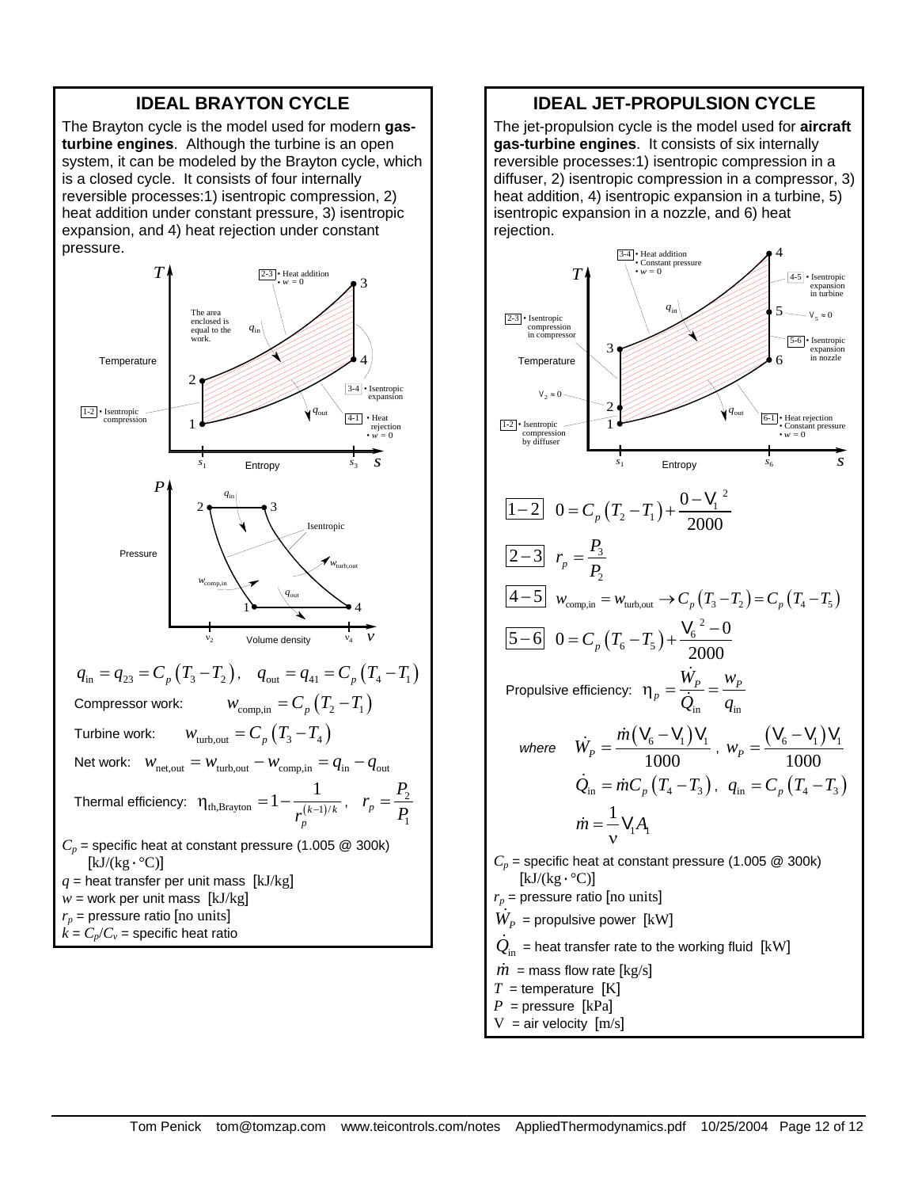## IDEAL BRAYTON CYCLE

The Brayton cycle is the model used for modern **gas-turbine engines**. Although the turbine is an open system, it can be modeled by the Brayton cycle, which is a closed cycle. It consists of four internally reversible processes:1) isentropic compression, 2) heat addition under constant pressure, 3) isentropic expansion, and 4) heat rejection under constant pressure.

$$q_{\text{in}} = q_{23} = C_p\left(T_3 - T_2\right), \quad q_{\text{out}} = q_{41} = C_p\left(T_4 - T_1\right)$$

Compressor work: $w_{\text{comp,in}} = C_p\left(T_2 - T_1\right)$

Turbine work: $w_{\text{turb,out}} = C_p\left(T_3 - T_4\right)$

Net work: $w_{\text{net,out}} = w_{\text{turb,out}} - w_{\text{comp,in}} = q_{\text{in}} - q_{\text{out}}$

Thermal efficiency: $\eta_{\text{th,Brayton}} = 1 - \dfrac{1}{r_p^{(k-1)/k}}, \quad r_p = \dfrac{P_2}{P_1}$

$C_p$ = specific heat at constant pressure (1.005 @ 300k) [kJ/(kg·°C)]
$q$ = heat transfer per unit mass [kJ/kg]
$w$ = work per unit mass [kJ/kg]
$r_p$ = pressure ratio [no units]
$k = C_p/C_v$ = specific heat ratio

## IDEAL JET-PROPULSION CYCLE

The jet-propulsion cycle is the model used for **aircraft gas-turbine engines**. It consists of six internally reversible processes:1) isentropic compression in a diffuser, 2) isentropic compression in a compressor, 3) heat addition, 4) isentropic expansion in a turbine, 5) isentropic expansion in a nozzle, and 6) heat rejection.

**1–2** $$0 = C_p\left(T_2 - T_1\right) + \frac{0 - V_1^{\,2}}{2000}$$

**2–3** $$r_p = \frac{P_3}{P_2}$$

**4–5** $$w_{\text{comp,in}} = w_{\text{turb,out}} \rightarrow C_p\left(T_3 - T_2\right) = C_p\left(T_4 - T_5\right)$$

**5–6** $$0 = C_p\left(T_6 - T_5\right) + \frac{V_6^{\,2} - 0}{2000}$$

Propulsive efficiency: $\eta_p = \dfrac{\dot{W}_P}{\dot{Q}_{\text{in}}} = \dfrac{w_P}{q_{\text{in}}}$

*where* $$\dot{W}_P = \frac{\dot{m}\left(V_6 - V_1\right)V_1}{1000}, \quad w_P = \frac{\left(V_6 - V_1\right)V_1}{1000}$$

$$\dot{Q}_{\text{in}} = \dot{m}C_p\left(T_4 - T_3\right), \quad q_{\text{in}} = C_p\left(T_4 - T_3\right)$$

$$\dot{m} = \frac{1}{\nu}V_1 A_1$$

$C_p$ = specific heat at constant pressure (1.005 @ 300k) [kJ/(kg·°C)]
$r_p$ = pressure ratio [no units]
$\dot{W}_P$ = propulsive power [kW]
$\dot{Q}_{\text{in}}$ = heat transfer rate to the working fluid [kW]
$\dot{m}$ = mass flow rate [kg/s]
$T$ = temperature [K]
$P$ = pressure [kPa]
$V$ = air velocity [m/s]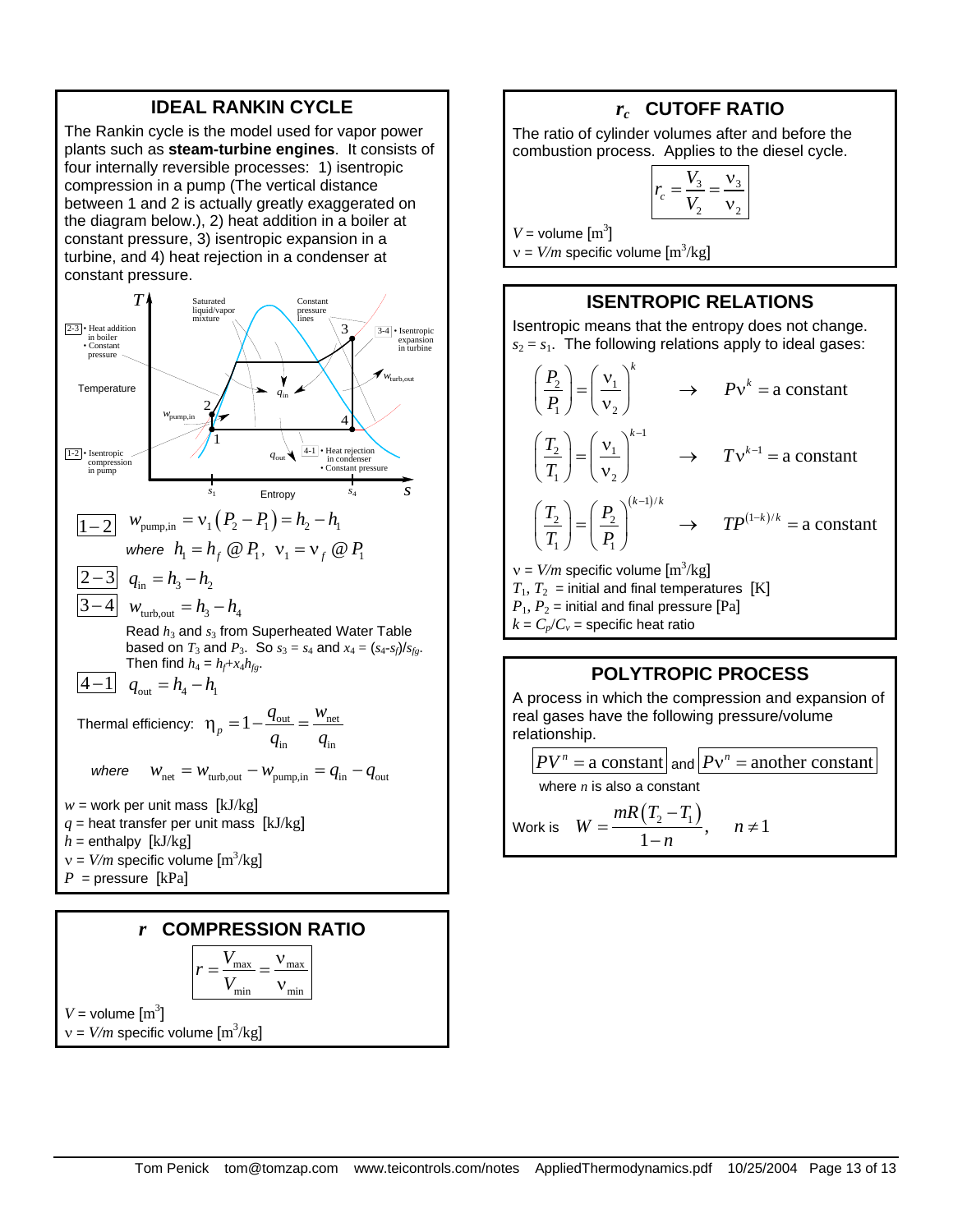## IDEAL RANKIN CYCLE

The Rankin cycle is the model used for vapor power plants such as **steam-turbine engines**. It consists of four internally reversible processes: 1) isentropic compression in a pump (The vertical distance between 1 and 2 is actually greatly exaggerated on the diagram below.), 2) heat addition in a boiler at constant pressure, 3) isentropic expansion in a turbine, and 4) heat rejection in a condenser at constant pressure.

$\boxed{1-2}$ $w_{\text{pump,in}} = \nu_1 (P_2 - P_1) = h_2 - h_1$

*where* $h_1 = h_f \;@\; P_1,\;\; \nu_1 = \nu_f \;@\; P_1$

$\boxed{2-3}$ $q_{\text{in}} = h_3 - h_2$

$\boxed{3-4}$ $w_{\text{turb,out}} = h_3 - h_4$

Read $h_3$ and $s_3$ from Superheated Water Table based on $T_3$ and $P_3$. So $s_3 = s_4$ and $x_4 = (s_4 - s_f)/s_{fg}$. Then find $h_4 = h_f + x_4 h_{fg}$.

$\boxed{4-1}$ $q_{\text{out}} = h_4 - h_1$

Thermal efficiency: $\eta_p = 1 - \dfrac{q_{\text{out}}}{q_{\text{in}}} = \dfrac{w_{\text{net}}}{q_{\text{in}}}$

*where* $w_{\text{net}} = w_{\text{turb,out}} - w_{\text{pump,in}} = q_{\text{in}} - q_{\text{out}}$

$w$ = work per unit mass [kJ/kg]
$q$ = heat transfer per unit mass [kJ/kg]
$h$ = enthalpy [kJ/kg]
$\nu = V/m$ specific volume [m³/kg]
$P$ = pressure [kPa]

## *r* COMPRESSION RATIO

$$r = \frac{V_{\max}}{V_{\min}} = \frac{\nu_{\max}}{\nu_{\min}}$$

$V$ = volume [m³]
$\nu = V/m$ specific volume [m³/kg]

## $r_c$ CUTOFF RATIO

The ratio of cylinder volumes after and before the combustion process. Applies to the diesel cycle.

$$r_c = \frac{V_3}{V_2} = \frac{\nu_3}{\nu_2}$$

$V$ = volume [m³]
$\nu = V/m$ specific volume [m³/kg]

## ISENTROPIC RELATIONS

Isentropic means that the entropy does not change. $s_2 = s_1$. The following relations apply to ideal gases:

$$\left(\frac{P_2}{P_1}\right) = \left(\frac{\nu_1}{\nu_2}\right)^k \quad \rightarrow \quad P\nu^k = \text{a constant}$$

$$\left(\frac{T_2}{T_1}\right) = \left(\frac{\nu_1}{\nu_2}\right)^{k-1} \quad \rightarrow \quad T\nu^{k-1} = \text{a constant}$$

$$\left(\frac{T_2}{T_1}\right) = \left(\frac{P_2}{P_1}\right)^{(k-1)/k} \quad \rightarrow \quad TP^{(1-k)/k} = \text{a constant}$$

$\nu = V/m$ specific volume [m³/kg]
$T_1$, $T_2$ = initial and final temperatures [K]
$P_1$, $P_2$ = initial and final pressure [Pa]
$k = C_p/C_v$ = specific heat ratio

## POLYTROPIC PROCESS

A process in which the compression and expansion of real gases have the following pressure/volume relationship.

$\boxed{PV^n = \text{a constant}}$ and $\boxed{P\nu^n = \text{another constant}}$

where $n$ is also a constant

Work is $W = \dfrac{mR(T_2 - T_1)}{1-n}, \quad n \neq 1$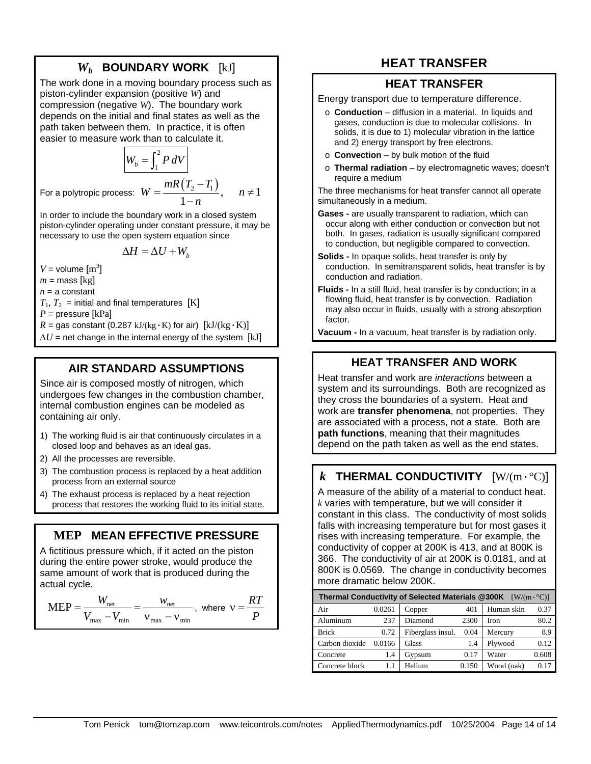## $W_b$ BOUNDARY WORK [kJ]

The work done in a moving boundary process such as piston-cylinder expansion (positive $W$) and compression (negative $W$). The boundary work depends on the initial and final states as well as the path taken between them. In practice, it is often easier to measure work than to calculate it.

$$W_b = \int_1^2 P\,dV$$

For a polytropic process: $W = \dfrac{mR(T_2 - T_1)}{1-n}, \quad n \neq 1$

In order to include the boundary work in a closed system piston-cylinder operating under constant pressure, it may be necessary to use the open system equation since

$$\Delta H = \Delta U + W_b$$

$V$ = volume [m$^3$]
$m$ = mass [kg]
$n$ = a constant
$T_1$, $T_2$ = initial and final temperatures [K]
$P$ = pressure [kPa]
$R$ = gas constant (0.287 kJ/(kg·K) for air) [kJ/(kg·K)]
$\Delta U$ = net change in the internal energy of the system [kJ]

## AIR STANDARD ASSUMPTIONS

Since air is composed mostly of nitrogen, which undergoes few changes in the combustion chamber, internal combustion engines can be modeled as containing air only.

1) The working fluid is air that continuously circulates in a closed loop and behaves as an ideal gas.
2) All the processes are reversible.
3) The combustion process is replaced by a heat addition process from an external source
4) The exhaust process is replaced by a heat rejection process that restores the working fluid to its initial state.

## MEP MEAN EFFECTIVE PRESSURE

A fictitious pressure which, if it acted on the piston during the entire power stroke, would produce the same amount of work that is produced during the actual cycle.

$$\text{MEP} = \frac{W_{\text{net}}}{V_{\max} - V_{\min}} = \frac{w_{\text{net}}}{\nu_{\max} - \nu_{\min}}, \text{ where } \nu = \frac{RT}{P}$$

# HEAT TRANSFER

## HEAT TRANSFER

Energy transport due to temperature difference.

- **Conduction** – diffusion in a material. In liquids and gases, conduction is due to molecular collisions. In solids, it is due to 1) molecular vibration in the lattice and 2) energy transport by free electrons.
- **Convection** – by bulk motion of the fluid
- **Thermal radiation** – by electromagnetic waves; doesn't require a medium

The three mechanisms for heat transfer cannot all operate simultaneously in a medium.

**Gases -** are usually transparent to radiation, which can occur along with either conduction or convection but not both. In gases, radiation is usually significant compared to conduction, but negligible compared to convection.

**Solids -** In opaque solids, heat transfer is only by conduction. In semitransparent solids, heat transfer is by conduction and radiation.

**Fluids -** In a still fluid, heat transfer is by conduction; in a flowing fluid, heat transfer is by convection. Radiation may also occur in fluids, usually with a strong absorption factor.

**Vacuum -** In a vacuum, heat transfer is by radiation only.

## HEAT TRANSFER AND WORK

Heat transfer and work are *interactions* between a system and its surroundings. Both are recognized as they cross the boundaries of a system. Heat and work are **transfer phenomena**, not properties. They are associated with a process, not a state. Both are **path functions**, meaning that their magnitudes depend on the path taken as well as the end states.

## $k$ THERMAL CONDUCTIVITY [W/(m·°C)]

A measure of the ability of a material to conduct heat. $k$ varies with temperature, but we will consider it constant in this class. The conductivity of most solids falls with increasing temperature but for most gases it rises with increasing temperature. For example, the conductivity of copper at 200K is 413, and at 800K is 366. The conductivity of air at 200K is 0.0181, and at 800K is 0.0569. The change in conductivity becomes more dramatic below 200K.

**Thermal Conductivity of Selected Materials @300K** [W/(m·°C)]

| Material | k | Material | k | Material | k |
|---|---|---|---|---|---|
| Air | 0.0261 | Copper | 401 | Human skin | 0.37 |
| Aluminum | 237 | Diamond | 2300 | Iron | 80.2 |
| Brick | 0.72 | Fiberglass insul. | 0.04 | Mercury | 8.9 |
| Carbon dioxide | 0.0166 | Glass | 1.4 | Plywood | 0.12 |
| Concrete | 1.4 | Gypsum | 0.17 | Water | 0.608 |
| Concrete block | 1.1 | Helium | 0.150 | Wood (oak) | 0.17 |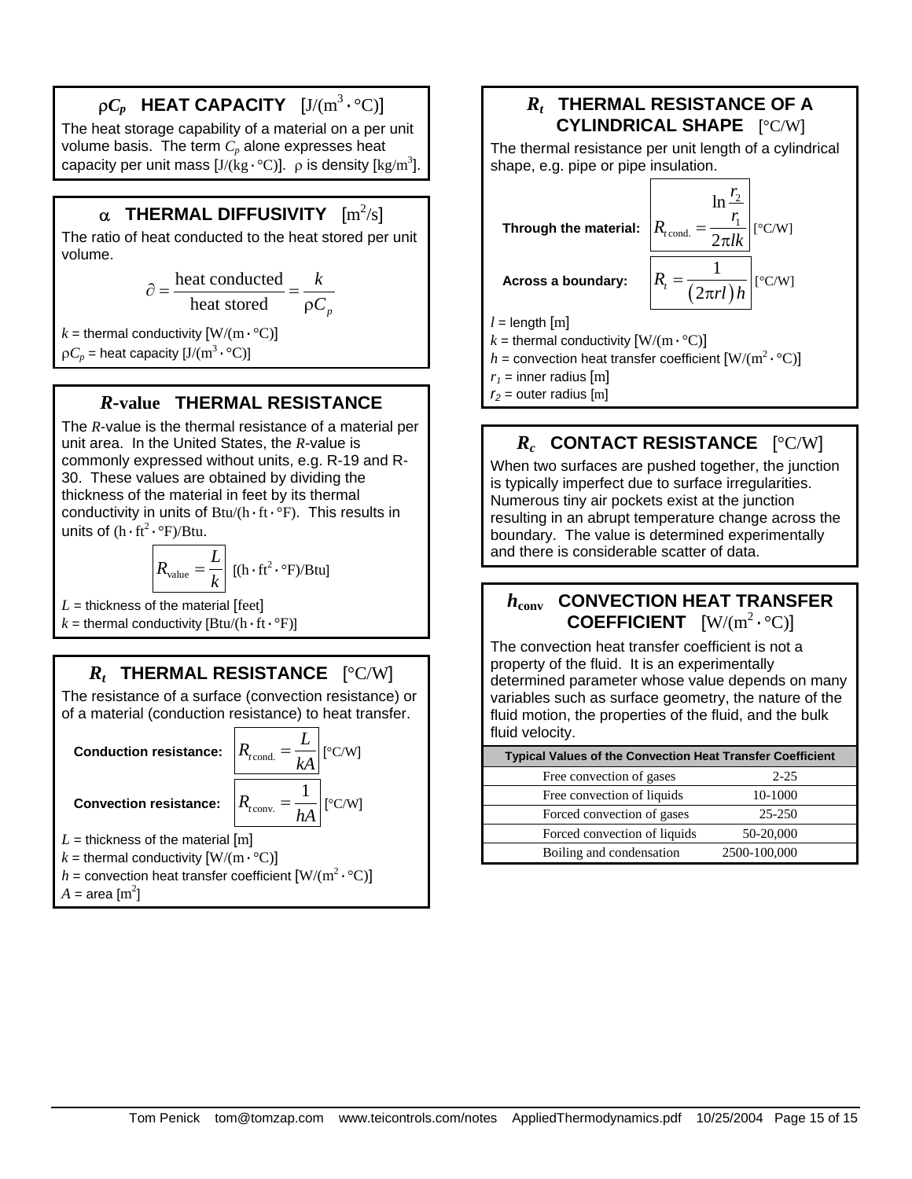## $\rho C_p$ HEAT CAPACITY [J/(m$^3$·°C)]

The heat storage capability of a material on a per unit volume basis. The term $C_p$ alone expresses heat capacity per unit mass [J/(kg·°C)]. $\rho$ is density [kg/m$^3$].

## $\alpha$ THERMAL DIFFUSIVITY [m$^2$/s]

The ratio of heat conducted to the heat stored per unit volume.

$$\partial = \frac{\text{heat conducted}}{\text{heat stored}} = \frac{k}{\rho C_p}$$

$k$ = thermal conductivity [W/(m·°C)]
$\rho C_p$ = heat capacity [J/(m$^3$·°C)]

## *R*-value THERMAL RESISTANCE

The *R*-value is the thermal resistance of a material per unit area. In the United States, the *R*-value is commonly expressed without units, e.g. R-19 and R-30. These values are obtained by dividing the thickness of the material in feet by its thermal conductivity in units of Btu/(h·ft·°F). This results in units of (h·ft$^2$·°F)/Btu.

$$R_{\text{value}} = \frac{L}{k} \quad \text{[(h·ft}^2\text{·°F)/Btu]}$$

$L$ = thickness of the material [feet]
$k$ = thermal conductivity [Btu/(h·ft·°F)]

## $R_t$ THERMAL RESISTANCE [°C/W]

The resistance of a surface (convection resistance) or of a material (conduction resistance) to heat transfer.

**Conduction resistance:**

$$R_{t\,\text{cond.}} = \frac{L}{kA} \quad \text{[°C/W]}$$

**Convection resistance:**

$$R_{t\,\text{conv.}} = \frac{1}{hA} \quad \text{[°C/W]}$$

$L$ = thickness of the material [m]
$k$ = thermal conductivity [W/(m·°C)]
$h$ = convection heat transfer coefficient [W/(m$^2$·°C)]
$A$ = area [m$^2$]

## $R_t$ THERMAL RESISTANCE OF A CYLINDRICAL SHAPE [°C/W]

The thermal resistance per unit length of a cylindrical shape, e.g. pipe or pipe insulation.

**Through the material:**

$$R_{t\,\text{cond.}} = \frac{\ln \frac{r_2}{r_1}}{2\pi l k} \quad \text{[°C/W]}$$

**Across a boundary:**

$$R_t = \frac{1}{(2\pi r l)h} \quad \text{[°C/W]}$$

$l$ = length [m]
$k$ = thermal conductivity [W/(m·°C)]
$h$ = convection heat transfer coefficient [W/(m$^2$·°C)]
$r_1$ = inner radius [m]
$r_2$ = outer radius [m]

## $R_c$ CONTACT RESISTANCE [°C/W]

When two surfaces are pushed together, the junction is typically imperfect due to surface irregularities. Numerous tiny air pockets exist at the junction resulting in an abrupt temperature change across the boundary. The value is determined experimentally and there is considerable scatter of data.

## $h_{\text{conv}}$ CONVECTION HEAT TRANSFER COEFFICIENT [W/(m$^2$·°C)]

The convection heat transfer coefficient is not a property of the fluid. It is an experimentally determined parameter whose value depends on many variables such as surface geometry, the nature of the fluid motion, the properties of the fluid, and the bulk fluid velocity.

| Typical Values of the Convection Heat Transfer Coefficient | |
|---|---|
| Free convection of gases | 2-25 |
| Free convection of liquids | 10-1000 |
| Forced convection of gases | 25-250 |
| Forced convection of liquids | 50-20,000 |
| Boiling and condensation | 2500-100,000 |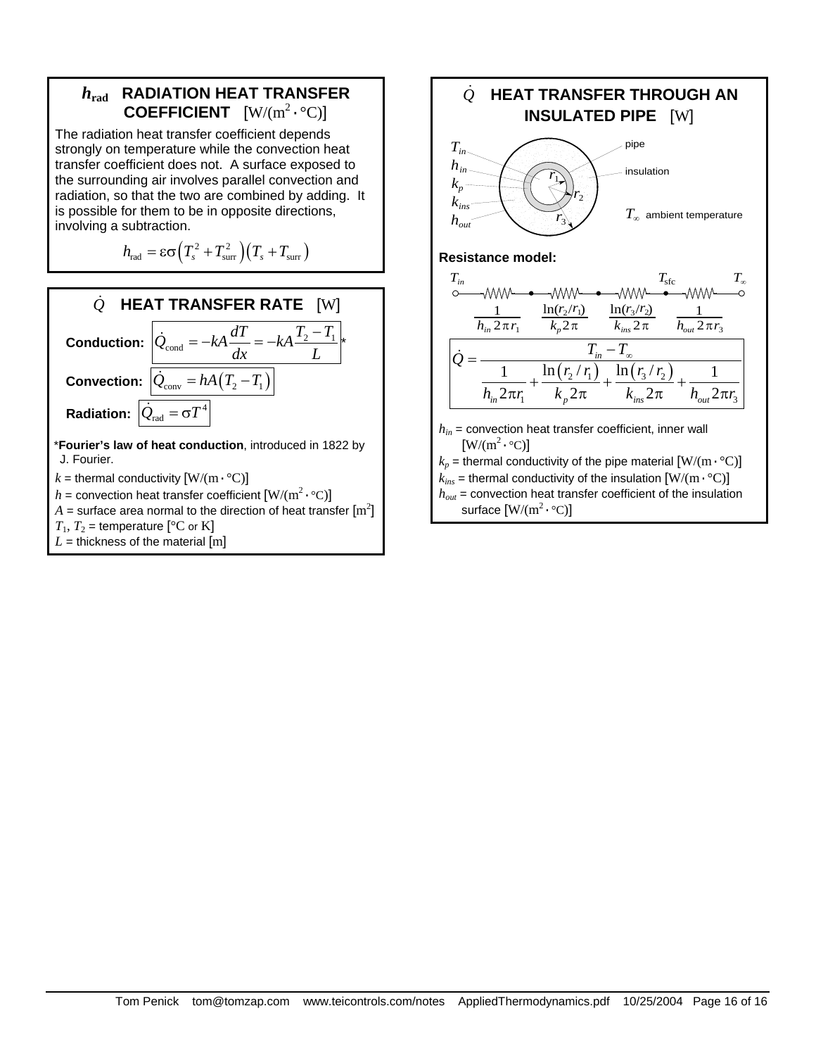## $h_{rad}$ RADIATION HEAT TRANSFER COEFFICIENT [W/(m² · °C)]

The radiation heat transfer coefficient depends strongly on temperature while the convection heat transfer coefficient does not. A surface exposed to the surrounding air involves parallel convection and radiation, so that the two are combined by adding. It is possible for them to be in opposite directions, involving a subtraction.

$$h_{\text{rad}} = \varepsilon\sigma\left(T_s^2 + T_{\text{surr}}^2\right)\left(T_s + T_{\text{surr}}\right)$$

## $\dot{Q}$ HEAT TRANSFER RATE [W]

**Conduction:** $\dot{Q}_{\text{cond}} = -kA\dfrac{dT}{dx} = -kA\dfrac{T_2 - T_1}{L}$ *

**Convection:** $\dot{Q}_{\text{conv}} = hA\left(T_2 - T_1\right)$

**Radiation:** $\dot{Q}_{\text{rad}} = \sigma T^4$

***Fourier's law of heat conduction**, introduced in 1822 by J. Fourier.

$k$ = thermal conductivity [W/(m · °C)]
$h$ = convection heat transfer coefficient [W/(m² · °C)]
$A$ = surface area normal to the direction of heat transfer [m²]
$T_1$, $T_2$ = temperature [°C or K]
$L$ = thickness of the material [m]

## $\dot{Q}$ HEAT TRANSFER THROUGH AN INSULATED PIPE [W]

$T_{in}$, $h_{in}$, $k_p$, $k_{ins}$, $h_{out}$; $r_1$, $r_2$, $r_3$; pipe; insulation; $T_\infty$ ambient temperature

**Resistance model:**

$T_{in}$ — $\dfrac{1}{h_{in}2\pi r_1}$ — $\dfrac{\ln(r_2/r_1)}{k_p 2\pi}$ — $\dfrac{\ln(r_3/r_2)}{k_{ins}2\pi}$ — $T_{\text{sfc}}$ — $\dfrac{1}{h_{out}2\pi r_3}$ — $T_\infty$

$$\dot{Q} = \frac{T_{in} - T_\infty}{\dfrac{1}{h_{in}2\pi r_1} + \dfrac{\ln\left(r_2/r_1\right)}{k_p 2\pi} + \dfrac{\ln\left(r_3/r_2\right)}{k_{ins}2\pi} + \dfrac{1}{h_{out}2\pi r_3}}$$

$h_{in}$ = convection heat transfer coefficient, inner wall [W/(m² · °C)]
$k_p$ = thermal conductivity of the pipe material [W/(m · °C)]
$k_{ins}$ = thermal conductivity of the insulation [W/(m · °C)]
$h_{out}$ = convection heat transfer coefficient of the insulation surface [W/(m² · °C)]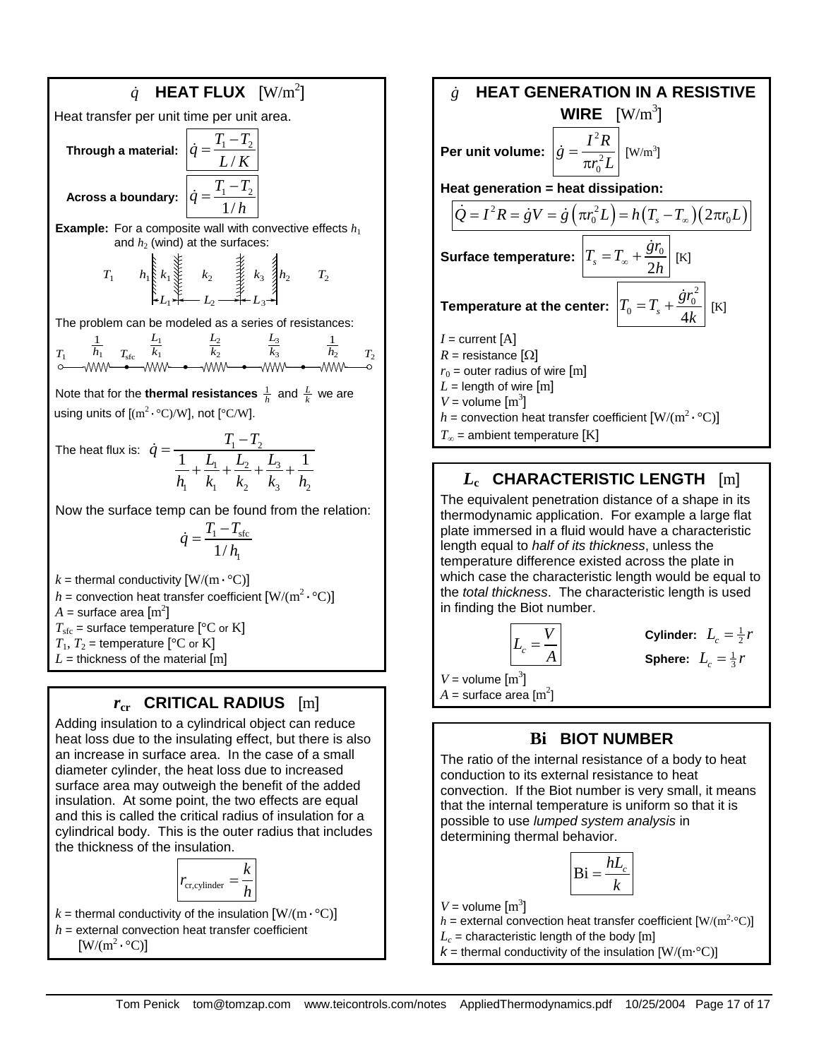## $\dot{q}$ HEAT FLUX [W/m²]

Heat transfer per unit time per unit area.

**Through a material:** $\dot{q} = \dfrac{T_1 - T_2}{L/K}$

**Across a boundary:** $\dot{q} = \dfrac{T_1 - T_2}{1/h}$

**Example:** For a composite wall with convective effects $h_1$ and $h_2$ (wind) at the surfaces:

$T_1$ | $h_1$ | $k_1$ ($L_1$) | $k_2$ ($L_2$) | $k_3$ ($L_3$) | $h_2$ | $T_2$

The problem can be modeled as a series of resistances:

$T_1$ — $\frac{1}{h_1}$ — $T_{\text{sfc}}$ — $\frac{L_1}{k_1}$ — $\frac{L_2}{k_2}$ — $\frac{L_3}{k_3}$ — $\frac{1}{h_2}$ — $T_2$

Note that for the **thermal resistances** $\frac{1}{h}$ and $\frac{L}{k}$ we are using units of [(m²·°C)/W], not [°C/W].

The heat flux is:
$$\dot{q} = \frac{T_1 - T_2}{\dfrac{1}{h_1} + \dfrac{L_1}{k_1} + \dfrac{L_2}{k_2} + \dfrac{L_3}{k_3} + \dfrac{1}{h_2}}$$

Now the surface temp can be found from the relation:
$$\dot{q} = \frac{T_1 - T_{\text{sfc}}}{1/h_1}$$

$k$ = thermal conductivity [W/(m·°C)]
$h$ = convection heat transfer coefficient [W/(m²·°C)]
$A$ = surface area [m²]
$T_{\text{sfc}}$ = surface temperature [°C or K]
$T_1$, $T_2$ = temperature [°C or K]
$L$ = thickness of the material [m]

## $r_{cr}$ CRITICAL RADIUS [m]

Adding insulation to a cylindrical object can reduce heat loss due to the insulating effect, but there is also an increase in surface area. In the case of a small diameter cylinder, the heat loss due to increased surface area may outweigh the benefit of the added insulation. At some point, the two effects are equal and this is called the critical radius of insulation for a cylindrical body. This is the outer radius that includes the thickness of the insulation.

$$r_{\text{cr,cylinder}} = \frac{k}{h}$$

$k$ = thermal conductivity of the insulation [W/(m·°C)]
$h$ = external convection heat transfer coefficient [W/(m²·°C)]

## $\dot{g}$ HEAT GENERATION IN A RESISTIVE WIRE [W/m³]

**Per unit volume:** $\dot{g} = \dfrac{I^2 R}{\pi r_0^2 L}$ [W/m³]

**Heat generation = heat dissipation:**
$$\dot{Q} = I^2 R = \dot{g}V = \dot{g}\left(\pi r_0^2 L\right) = h\left(T_s - T_\infty\right)\left(2\pi r_0 L\right)$$

**Surface temperature:** $T_s = T_\infty + \dfrac{\dot{g} r_0}{2h}$ [K]

**Temperature at the center:** $T_0 = T_s + \dfrac{\dot{g} r_0^2}{4k}$ [K]

$I$ = current [A]
$R$ = resistance [Ω]
$r_0$ = outer radius of wire [m]
$L$ = length of wire [m]
$V$ = volume [m³]
$h$ = convection heat transfer coefficient [W/(m²·°C)]
$T_\infty$ = ambient temperature [K]

## $L_c$ CHARACTERISTIC LENGTH [m]

The equivalent penetration distance of a shape in its thermodynamic application. For example a large flat plate immersed in a fluid would have a characteristic length equal to *half of its thickness*, unless the temperature difference existed across the plate in which case the characteristic length would be equal to the *total thickness*. The characteristic length is used in finding the Biot number.

$$L_c = \frac{V}{A}$$

**Cylinder:** $L_c = \frac{1}{2} r$
**Sphere:** $L_c = \frac{1}{3} r$

$V$ = volume [m³]
$A$ = surface area [m²]

## Bi BIOT NUMBER

The ratio of the internal resistance of a body to heat conduction to its external resistance to heat convection. If the Biot number is very small, it means that the internal temperature is uniform so that it is possible to use *lumped system analysis* in determining thermal behavior.

$$\text{Bi} = \frac{hL_c}{k}$$

$V$ = volume [m³]
$h$ = external convection heat transfer coefficient [W/(m²·°C)]
$L_c$ = characteristic length of the body [m]
$k$ = thermal conductivity of the insulation [W/(m·°C)]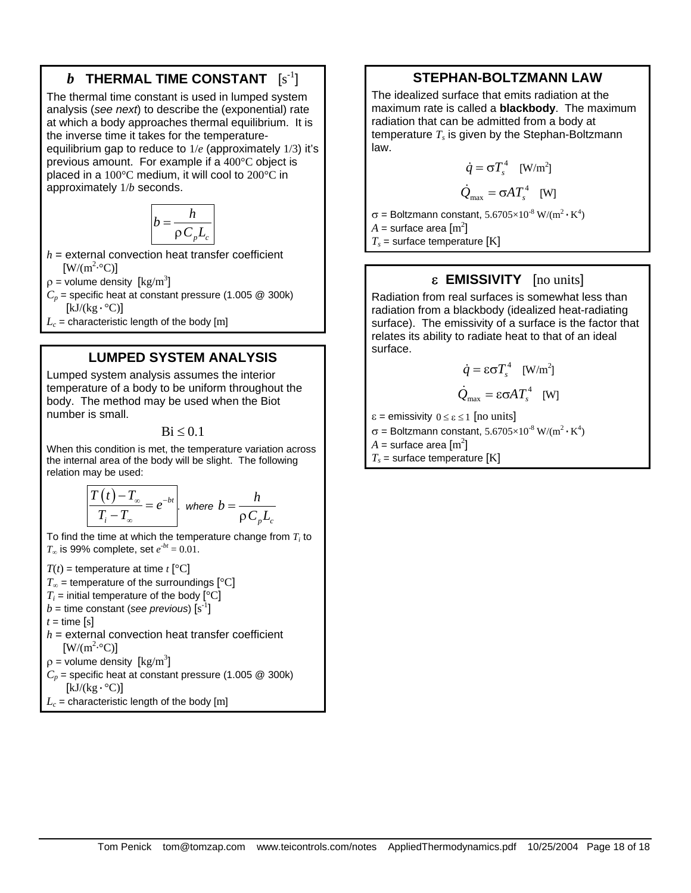## $b$ THERMAL TIME CONSTANT $[s^{-1}]$

The thermal time constant is used in lumped system analysis (*see next*) to describe the (exponential) rate at which a body approaches thermal equilibrium. It is the inverse time it takes for the temperature-equilibrium gap to reduce to $1/e$ (approximately $1/3$) it's previous amount. For example if a 400°C object is placed in a 100°C medium, it will cool to 200°C in approximately $1/b$ seconds.

$$b = \frac{h}{\rho C_p L_c}$$

$h$ = external convection heat transfer coefficient $[\mathrm{W/(m^2 \cdot °C)}]$

$\rho$ = volume density $[\mathrm{kg/m^3}]$

$C_p$ = specific heat at constant pressure (1.005 @ 300k) $[\mathrm{kJ/(kg \cdot °C)}]$

$L_c$ = characteristic length of the body [m]

## LUMPED SYSTEM ANALYSIS

Lumped system analysis assumes the interior temperature of a body to be uniform throughout the body. The method may be used when the Biot number is small.

$$\mathrm{Bi} \le 0.1$$

When this condition is met, the temperature variation across the internal area of the body will be slight. The following relation may be used:

$$\frac{T(t) - T_\infty}{T_i - T_\infty} = e^{-bt}, \quad \text{where } b = \frac{h}{\rho C_p L_c}$$

To find the time at which the temperature change from $T_i$ to $T_\infty$ is 99% complete, set $e^{-bt} = 0.01$.

$T(t)$ = temperature at time $t$ [°C]

$T_\infty$ = temperature of the surroundings [°C]

$T_i$ = initial temperature of the body [°C]

$b$ = time constant (*see previous*) $[s^{-1}]$

$t$ = time [s]

$h$ = external convection heat transfer coefficient $[\mathrm{W/(m^2 \cdot °C)}]$

$\rho$ = volume density $[\mathrm{kg/m^3}]$

$C_p$ = specific heat at constant pressure (1.005 @ 300k) $[\mathrm{kJ/(kg \cdot °C)}]$

$L_c$ = characteristic length of the body [m]

## STEPHAN-BOLTZMANN LAW

The idealized surface that emits radiation at the maximum rate is called a **blackbody**. The maximum radiation that can be admitted from a body at temperature $T_s$ is given by the Stephan-Boltzmann law.

$$\dot{q} = \sigma T_s^4 \quad [\mathrm{W/m^2}]$$

$$\dot{Q}_{\max} = \sigma A T_s^4 \quad [\mathrm{W}]$$

$\sigma$ = Boltzmann constant, $5.6705 \times 10^{-8}\ \mathrm{W/(m^2 \cdot K^4)}$

$A$ = surface area $[\mathrm{m^2}]$

$T_s$ = surface temperature [K]

## $\varepsilon$ EMISSIVITY [no units]

Radiation from real surfaces is somewhat less than radiation from a blackbody (idealized heat-radiating surface). The emissivity of a surface is the factor that relates its ability to radiate heat to that of an ideal surface.

$$\dot{q} = \varepsilon \sigma T_s^4 \quad [\mathrm{W/m^2}]$$

$$\dot{Q}_{\max} = \varepsilon \sigma A T_s^4 \quad [\mathrm{W}]$$

$\varepsilon$ = emissivity $0 \le \varepsilon \le 1$ [no units]

$\sigma$ = Boltzmann constant, $5.6705 \times 10^{-8}\ \mathrm{W/(m^2 \cdot K^4)}$

$A$ = surface area $[\mathrm{m^2}]$

$T_s$ = surface temperature [K]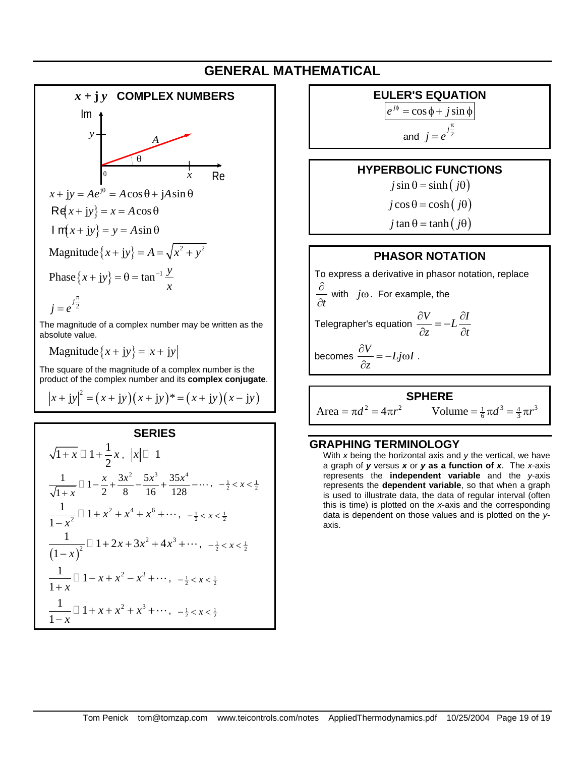# GENERAL MATHEMATICAL

## $x + \mathbf{j}y$ COMPLEX NUMBERS

$$x + jy = Ae^{j\theta} = A\cos\theta + jA\sin\theta$$

$$\mathrm{Re}\{x + jy\} = x = A\cos\theta$$

$$\mathrm{Im}\{x + jy\} = y = A\sin\theta$$

$$\text{Magnitude}\{x + jy\} = A = \sqrt{x^2 + y^2}$$

$$\text{Phase}\{x + jy\} = \theta = \tan^{-1}\frac{y}{x}$$

$$j = e^{j\frac{\pi}{2}}$$

The magnitude of a complex number may be written as the absolute value.

$$\text{Magnitude}\{x + jy\} = |x + jy|$$

The square of the magnitude of a complex number is the product of the complex number and its **complex conjugate**.

$$|x + jy|^2 = (x + jy)(x + jy)^* = (x + jy)(x - jy)$$

## SERIES

$$\sqrt{1+x} \approx 1 + \frac{1}{2}x, \ |x| \ll 1$$

$$\frac{1}{\sqrt{1+x}} \approx 1 - \frac{x}{2} + \frac{3x^2}{8} - \frac{5x^3}{16} + \frac{35x^4}{128} - \cdots, \ -\tfrac{1}{2} < x < \tfrac{1}{2}$$

$$\frac{1}{1-x^2} \approx 1 + x^2 + x^4 + x^6 + \cdots, \ -\tfrac{1}{2} < x < \tfrac{1}{2}$$

$$\frac{1}{(1-x)^2} \approx 1 + 2x + 3x^2 + 4x^3 + \cdots, \ -\tfrac{1}{2} < x < \tfrac{1}{2}$$

$$\frac{1}{1+x} \approx 1 - x + x^2 - x^3 + \cdots, \ -\tfrac{1}{2} < x < \tfrac{1}{2}$$

$$\frac{1}{1-x} \approx 1 + x + x^2 + x^3 + \cdots, \ -\tfrac{1}{2} < x < \tfrac{1}{2}$$

## EULER'S EQUATION

$$e^{j\phi} = \cos\phi + j\sin\phi$$

and $j = e^{j\frac{\pi}{2}}$

## HYPERBOLIC FUNCTIONS

$$j\sin\theta = \sinh(j\theta)$$

$$j\cos\theta = \cosh(j\theta)$$

$$j\tan\theta = \tanh(j\theta)$$

## PHASOR NOTATION

To express a derivative in phasor notation, replace $\frac{\partial}{\partial t}$ with $j\omega$. For example, the Telegrapher's equation $\frac{\partial V}{\partial z} = -L\frac{\partial I}{\partial t}$ becomes $\frac{\partial V}{\partial z} = -Lj\omega I$ .

## SPHERE

$$\text{Area} = \pi d^2 = 4\pi r^2 \qquad \text{Volume} = \tfrac{1}{6}\pi d^3 = \tfrac{4}{3}\pi r^3$$

## GRAPHING TERMINOLOGY

With *x* being the horizontal axis and *y* the vertical, we have a graph of ***y*** versus ***x*** or ***y* as a function of *x***. The *x*-axis represents the **independent variable** and the *y*-axis represents the **dependent variable**, so that when a graph is used to illustrate data, the data of regular interval (often this is time) is plotted on the *x*-axis and the corresponding data is dependent on those values and is plotted on the *y*-axis.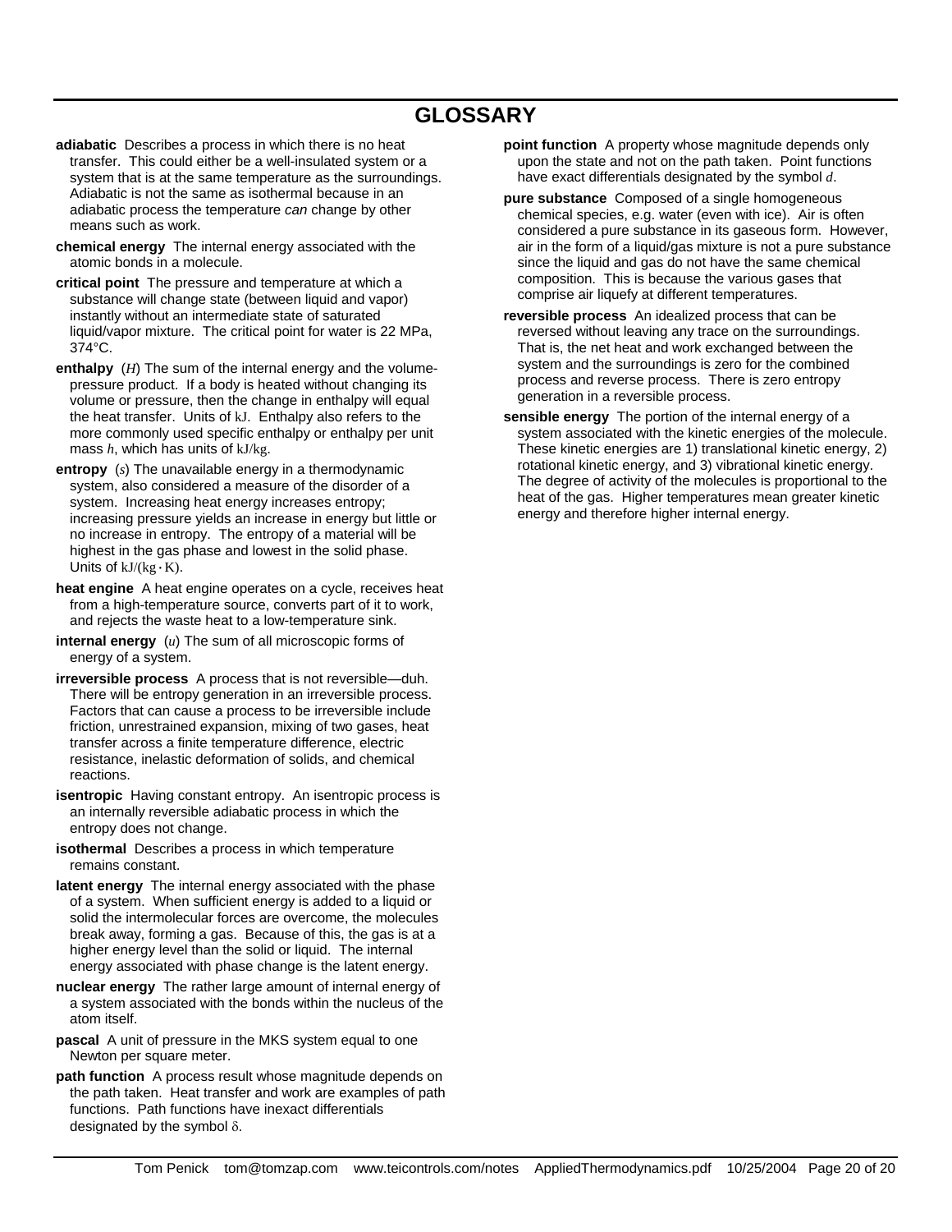# GLOSSARY

**adiabatic** Describes a process in which there is no heat transfer. This could either be a well-insulated system or a system that is at the same temperature as the surroundings. Adiabatic is not the same as isothermal because in an adiabatic process the temperature *can* change by other means such as work.

**chemical energy** The internal energy associated with the atomic bonds in a molecule.

**critical point** The pressure and temperature at which a substance will change state (between liquid and vapor) instantly without an intermediate state of saturated liquid/vapor mixture. The critical point for water is 22 MPa, 374°C.

**enthalpy** ($H$) The sum of the internal energy and the volume-pressure product. If a body is heated without changing its volume or pressure, then the change in enthalpy will equal the heat transfer. Units of kJ. Enthalpy also refers to the more commonly used specific enthalpy or enthalpy per unit mass $h$, which has units of kJ/kg.

**entropy** ($s$) The unavailable energy in a thermodynamic system, also considered a measure of the disorder of a system. Increasing heat energy increases entropy; increasing pressure yields an increase in energy but little or no increase in entropy. The entropy of a material will be highest in the gas phase and lowest in the solid phase. Units of $\mathrm{kJ/(kg \cdot K)}$.

**heat engine** A heat engine operates on a cycle, receives heat from a high-temperature source, converts part of it to work, and rejects the waste heat to a low-temperature sink.

**internal energy** ($u$) The sum of all microscopic forms of energy of a system.

**irreversible process** A process that is not reversible—duh. There will be entropy generation in an irreversible process. Factors that can cause a process to be irreversible include friction, unrestrained expansion, mixing of two gases, heat transfer across a finite temperature difference, electric resistance, inelastic deformation of solids, and chemical reactions.

**isentropic** Having constant entropy. An isentropic process is an internally reversible adiabatic process in which the entropy does not change.

**isothermal** Describes a process in which temperature remains constant.

**latent energy** The internal energy associated with the phase of a system. When sufficient energy is added to a liquid or solid the intermolecular forces are overcome, the molecules break away, forming a gas. Because of this, the gas is at a higher energy level than the solid or liquid. The internal energy associated with phase change is the latent energy.

**nuclear energy** The rather large amount of internal energy of a system associated with the bonds within the nucleus of the atom itself.

**pascal** A unit of pressure in the MKS system equal to one Newton per square meter.

**path function** A process result whose magnitude depends on the path taken. Heat transfer and work are examples of path functions. Path functions have inexact differentials designated by the symbol $\delta$.

**point function** A property whose magnitude depends only upon the state and not on the path taken. Point functions have exact differentials designated by the symbol $d$.

**pure substance** Composed of a single homogeneous chemical species, e.g. water (even with ice). Air is often considered a pure substance in its gaseous form. However, air in the form of a liquid/gas mixture is not a pure substance since the liquid and gas do not have the same chemical composition. This is because the various gases that comprise air liquefy at different temperatures.

**reversible process** An idealized process that can be reversed without leaving any trace on the surroundings. That is, the net heat and work exchanged between the system and the surroundings is zero for the combined process and reverse process. There is zero entropy generation in a reversible process.

**sensible energy** The portion of the internal energy of a system associated with the kinetic energies of the molecule. These kinetic energies are 1) translational kinetic energy, 2) rotational kinetic energy, and 3) vibrational kinetic energy. The degree of activity of the molecules is proportional to the heat of the gas. Higher temperatures mean greater kinetic energy and therefore higher internal energy.